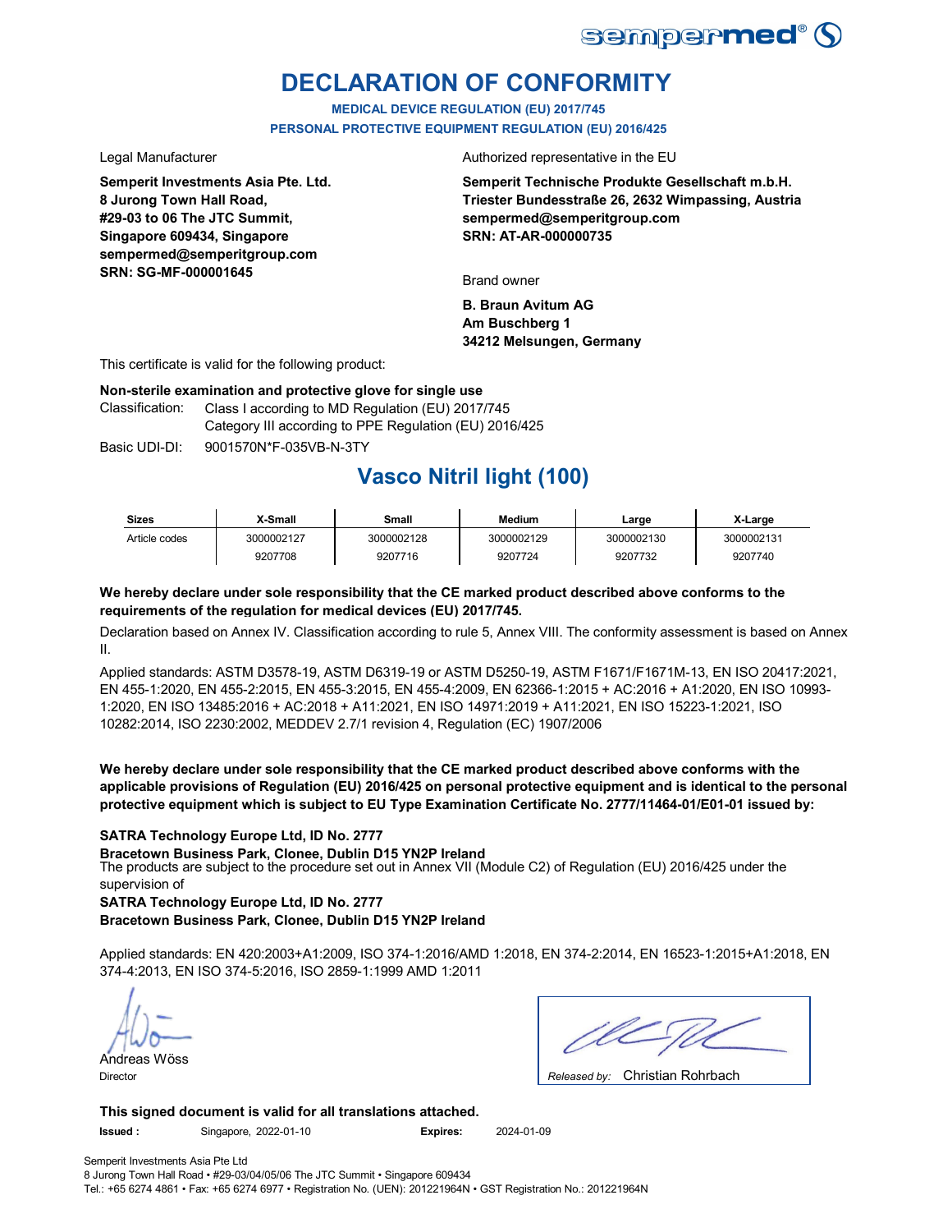sempermed®

# DECLARATION OF CONFORMITY

**MEDICAL DEVICE REGULATION (EU) 2017/745**
**PERSONAL PROTECTIVE EQUIPMENT REGULATION (EU) 2016/425**

Legal Manufacturer

**Semperit Investments Asia Pte. Ltd.**
**8 Jurong Town Hall Road,**
**#29-03 to 06 The JTC Summit,**
**Singapore 609434, Singapore**
**sempermed@semperitgroup.com**
**SRN: SG-MF-000001645**

Authorized representative in the EU

**Semperit Technische Produkte Gesellschaft m.b.H.**
**Triester Bundesstraße 26, 2632 Wimpassing, Austria**
**sempermed@semperitgroup.com**
**SRN: AT-AR-000000735**

Brand owner

**B. Braun Avitum AG**
**Am Buschberg 1**
**34212 Melsungen, Germany**

This certificate is valid for the following product:

**Non-sterile examination and protective glove for single use**

Classification: Class I according to MD Regulation (EU) 2017/745
Category III according to PPE Regulation (EU) 2016/425

Basic UDI-DI: 9001570N*F-035VB-N-3TY

## Vasco Nitril light (100)

| Sizes | X-Small | Small | Medium | Large | X-Large |
|---|---|---|---|---|---|
| Article codes | 3000002127 | 3000002128 | 3000002129 | 3000002130 | 3000002131 |
| | 9207708 | 9207716 | 9207724 | 9207732 | 9207740 |

**We hereby declare under sole responsibility that the CE marked product described above conforms to the requirements of the regulation for medical devices (EU) 2017/745.**

Declaration based on Annex IV. Classification according to rule 5, Annex VIII. The conformity assessment is based on Annex II.

Applied standards: ASTM D3578-19, ASTM D6319-19 or ASTM D5250-19, ASTM F1671/F1671M-13, EN ISO 20417:2021, EN 455-1:2020, EN 455-2:2015, EN 455-3:2015, EN 455-4:2009, EN 62366-1:2015 + AC:2016 + A1:2020, EN ISO 10993-1:2020, EN ISO 13485:2016 + AC:2018 + A11:2021, EN ISO 14971:2019 + A11:2021, EN ISO 15223-1:2021, ISO 10282:2014, ISO 2230:2002, MEDDEV 2.7/1 revision 4, Regulation (EC) 1907/2006

**We hereby declare under sole responsibility that the CE marked product described above conforms with the applicable provisions of Regulation (EU) 2016/425 on personal protective equipment and is identical to the personal protective equipment which is subject to EU Type Examination Certificate No. 2777/11464-01/E01-01 issued by:**

**SATRA Technology Europe Ltd, ID No. 2777**
**Bracetown Business Park, Clonee, Dublin D15 YN2P Ireland**
The products are subject to the procedure set out in Annex VII (Module C2) of Regulation (EU) 2016/425 under the supervision of
**SATRA Technology Europe Ltd, ID No. 2777**
**Bracetown Business Park, Clonee, Dublin D15 YN2P Ireland**

Applied standards: EN 420:2003+A1:2009, ISO 374-1:2016/AMD 1:2018, EN 374-2:2014, EN 16523-1:2015+A1:2018, EN 374-4:2013, EN ISO 374-5:2016, ISO 2859-1:1999 AMD 1:2011

Andreas Wöss
Director

*Released by:* Christian Rohrbach

**This signed document is valid for all translations attached.**

**Issued :** Singapore, 2022-01-10 **Expires:** 2024-01-09

Semperit Investments Asia Pte Ltd
8 Jurong Town Hall Road • #29-03/04/05/06 The JTC Summit • Singapore 609434
Tel.: +65 6274 4861 • Fax: +65 6274 6977 • Registration No. (UEN): 201221964N • GST Registration No.: 201221964N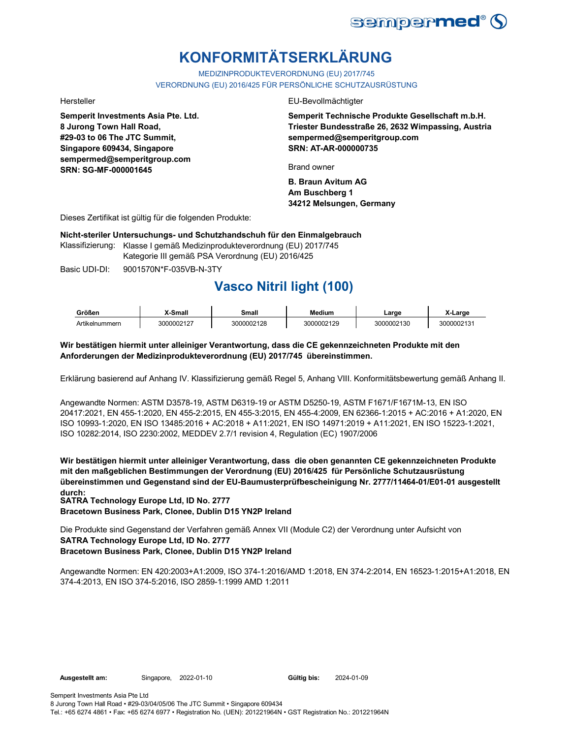# KONFORMITÄTSERKLÄRUNG

MEDIZINPRODUKTEVERORDNUNG (EU) 2017/745

VERORDNUNG (EU) 2016/425 FÜR PERSÖNLICHE SCHUTZAUSRÜSTUNG

Hersteller

**Semperit Investments Asia Pte. Ltd.**
**8 Jurong Town Hall Road,**
**#29-03 to 06 The JTC Summit,**
**Singapore 609434, Singapore**
**sempermed@semperitgroup.com**
**SRN: SG-MF-000001645**

EU-Bevollmächtigter

**Semperit Technische Produkte Gesellschaft m.b.H.**
**Triester Bundesstraße 26, 2632 Wimpassing, Austria**
**sempermed@semperitgroup.com**
**SRN: AT-AR-000000735**

Brand owner

**B. Braun Avitum AG**
**Am Buschberg 1**
**34212 Melsungen, Germany**

Dieses Zertifikat ist gültig für die folgenden Produkte:

**Nicht-steriler Untersuchungs- und Schutzhandschuh für den Einmalgebrauch**

Klassifizierung: Klasse I gemäß Medizinprodukteverordnung (EU) 2017/745
Kategorie III gemäß PSA Verordnung (EU) 2016/425

Basic UDI-DI: 9001570N*F-035VB-N-3TY

## Vasco Nitril light (100)

| Größen | X-Small | Small | Medium | Large | X-Large |
|---|---|---|---|---|---|
| Artikelnummern | 3000002127 | 3000002128 | 3000002129 | 3000002130 | 3000002131 |

**Wir bestätigen hiermit unter alleiniger Verantwortung, dass die CE gekennzeichneten Produkte mit den Anforderungen der Medizinprodukteverordnung (EU) 2017/745 übereinstimmen.**

Erklärung basierend auf Anhang IV. Klassifizierung gemäß Regel 5, Anhang VIII. Konformitätsbewertung gemäß Anhang II.

Angewandte Normen: ASTM D3578-19, ASTM D6319-19 or ASTM D5250-19, ASTM F1671/F1671M-13, EN ISO 20417:2021, EN 455-1:2020, EN 455-2:2015, EN 455-3:2015, EN 455-4:2009, EN 62366-1:2015 + AC:2016 + A1:2020, EN ISO 10993-1:2020, EN ISO 13485:2016 + AC:2018 + A11:2021, EN ISO 14971:2019 + A11:2021, EN ISO 15223-1:2021, ISO 10282:2014, ISO 2230:2002, MEDDEV 2.7/1 revision 4, Regulation (EC) 1907/2006

**Wir bestätigen hiermit unter alleiniger Verantwortung, dass die oben genannten CE gekennzeichneten Produkte mit den maßgeblichen Bestimmungen der Verordnung (EU) 2016/425 für Persönliche Schutzausrüstung übereinstimmen und Gegenstand sind der EU-Baumusterprüfbescheinigung Nr. 2777/11464-01/E01-01 ausgestellt durch:**
**SATRA Technology Europe Ltd, ID No. 2777**
**Bracetown Business Park, Clonee, Dublin D15 YN2P Ireland**

Die Produkte sind Gegenstand der Verfahren gemäß Annex VII (Module C2) der Verordnung unter Aufsicht von
**SATRA Technology Europe Ltd, ID No. 2777**
**Bracetown Business Park, Clonee, Dublin D15 YN2P Ireland**

Angewandte Normen: EN 420:2003+A1:2009, ISO 374-1:2016/AMD 1:2018, EN 374-2:2014, EN 16523-1:2015+A1:2018, EN 374-4:2013, EN ISO 374-5:2016, ISO 2859-1:1999 AMD 1:2011

**Ausgestellt am:** Singapore, 2022-01-10 **Gültig bis:** 2024-01-09

Semperit Investments Asia Pte Ltd
8 Jurong Town Hall Road • #29-03/04/05/06 The JTC Summit • Singapore 609434
Tel.: +65 6274 4861 • Fax: +65 6274 6977 • Registration No. (UEN): 201221964N • GST Registration No.: 201221964N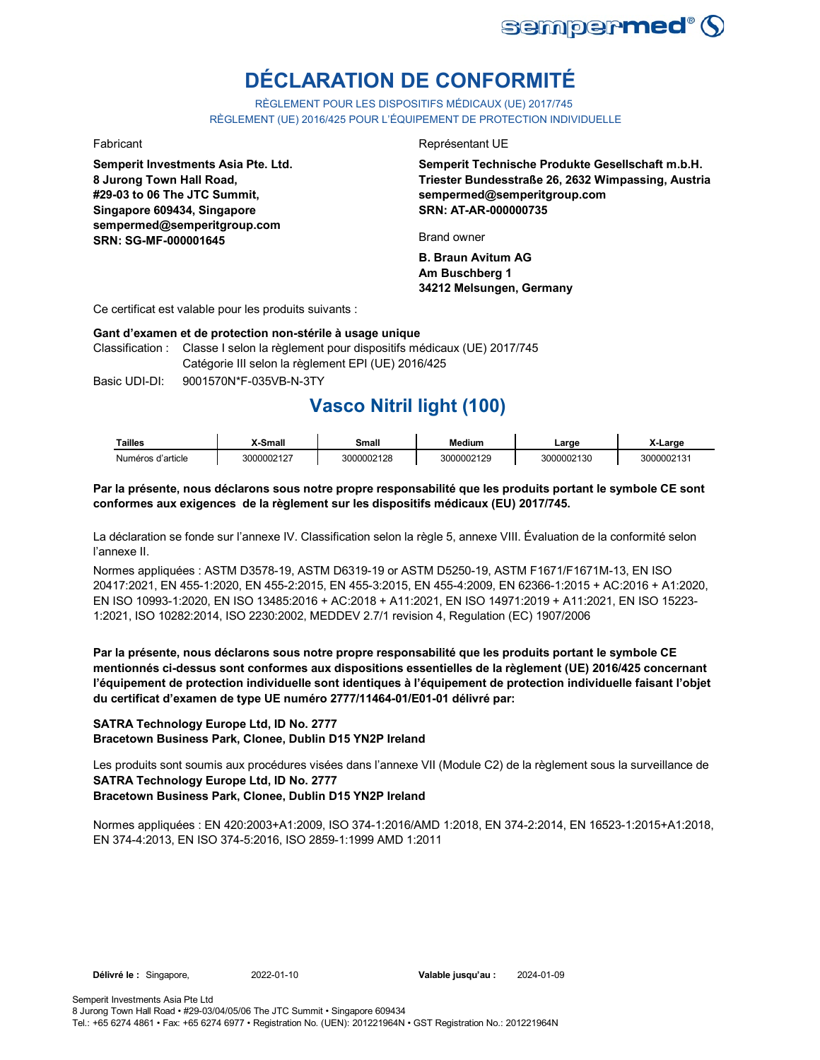# DÉCLARATION DE CONFORMITÉ

RÈGLEMENT POUR LES DISPOSITIFS MÉDICAUX (UE) 2017/745
RÈGLEMENT (UE) 2016/425 POUR L'ÉQUIPEMENT DE PROTECTION INDIVIDUELLE

Fabricant

**Semperit Investments Asia Pte. Ltd.**
**8 Jurong Town Hall Road,**
**#29-03 to 06 The JTC Summit,**
**Singapore 609434, Singapore**
**sempermed@semperitgroup.com**
**SRN: SG-MF-000001645**

Représentant UE

**Semperit Technische Produkte Gesellschaft m.b.H.**
**Triester Bundesstraße 26, 2632 Wimpassing, Austria**
**sempermed@semperitgroup.com**
**SRN: AT-AR-000000735**

Brand owner

**B. Braun Avitum AG**
**Am Buschberg 1**
**34212 Melsungen, Germany**

Ce certificat est valable pour les produits suivants :

**Gant d'examen et de protection non-stérile à usage unique**

Classification : Classe I selon la règlement pour dispositifs médicaux (UE) 2017/745
Catégorie III selon la règlement EPI (UE) 2016/425

Basic UDI-DI: 9001570N*F-035VB-N-3TY

## Vasco Nitril light (100)

| Tailles | X-Small | Small | Medium | Large | X-Large |
|---|---|---|---|---|---|
| Numéros d'article | 3000002127 | 3000002128 | 3000002129 | 3000002130 | 3000002131 |

**Par la présente, nous déclarons sous notre propre responsabilité que les produits portant le symbole CE sont conformes aux exigences de la règlement sur les dispositifs médicaux (EU) 2017/745.**

La déclaration se fonde sur l'annexe IV. Classification selon la règle 5, annexe VIII. Évaluation de la conformité selon l'annexe II.

Normes appliquées : ASTM D3578-19, ASTM D6319-19 or ASTM D5250-19, ASTM F1671/F1671M-13, EN ISO 20417:2021, EN 455-1:2020, EN 455-2:2015, EN 455-3:2015, EN 455-4:2009, EN 62366-1:2015 + AC:2016 + A1:2020, EN ISO 10993-1:2020, EN ISO 13485:2016 + AC:2018 + A11:2021, EN ISO 14971:2019 + A11:2021, EN ISO 15223-1:2021, ISO 10282:2014, ISO 2230:2002, MEDDEV 2.7/1 revision 4, Regulation (EC) 1907/2006

**Par la présente, nous déclarons sous notre propre responsabilité que les produits portant le symbole CE mentionnés ci-dessus sont conformes aux dispositions essentielles de la règlement (UE) 2016/425 concernant l'équipement de protection individuelle sont identiques à l'équipement de protection individuelle faisant l'objet du certificat d'examen de type UE numéro 2777/11464-01/E01-01 délivré par:**

**SATRA Technology Europe Ltd, ID No. 2777**
**Bracetown Business Park, Clonee, Dublin D15 YN2P Ireland**

Les produits sont soumis aux procédures visées dans l'annexe VII (Module C2) de la règlement sous la surveillance de
**SATRA Technology Europe Ltd, ID No. 2777**
**Bracetown Business Park, Clonee, Dublin D15 YN2P Ireland**

Normes appliquées : EN 420:2003+A1:2009, ISO 374-1:2016/AMD 1:2018, EN 374-2:2014, EN 16523-1:2015+A1:2018, EN 374-4:2013, EN ISO 374-5:2016, ISO 2859-1:1999 AMD 1:2011

**Délivré le :** Singapore, 2022-01-10 **Valable jusqu'au :** 2024-01-09

Semperit Investments Asia Pte Ltd
8 Jurong Town Hall Road • #29-03/04/05/06 The JTC Summit • Singapore 609434
Tel.: +65 6274 4861 • Fax: +65 6274 6977 • Registration No. (UEN): 201221964N • GST Registration No.: 201221964N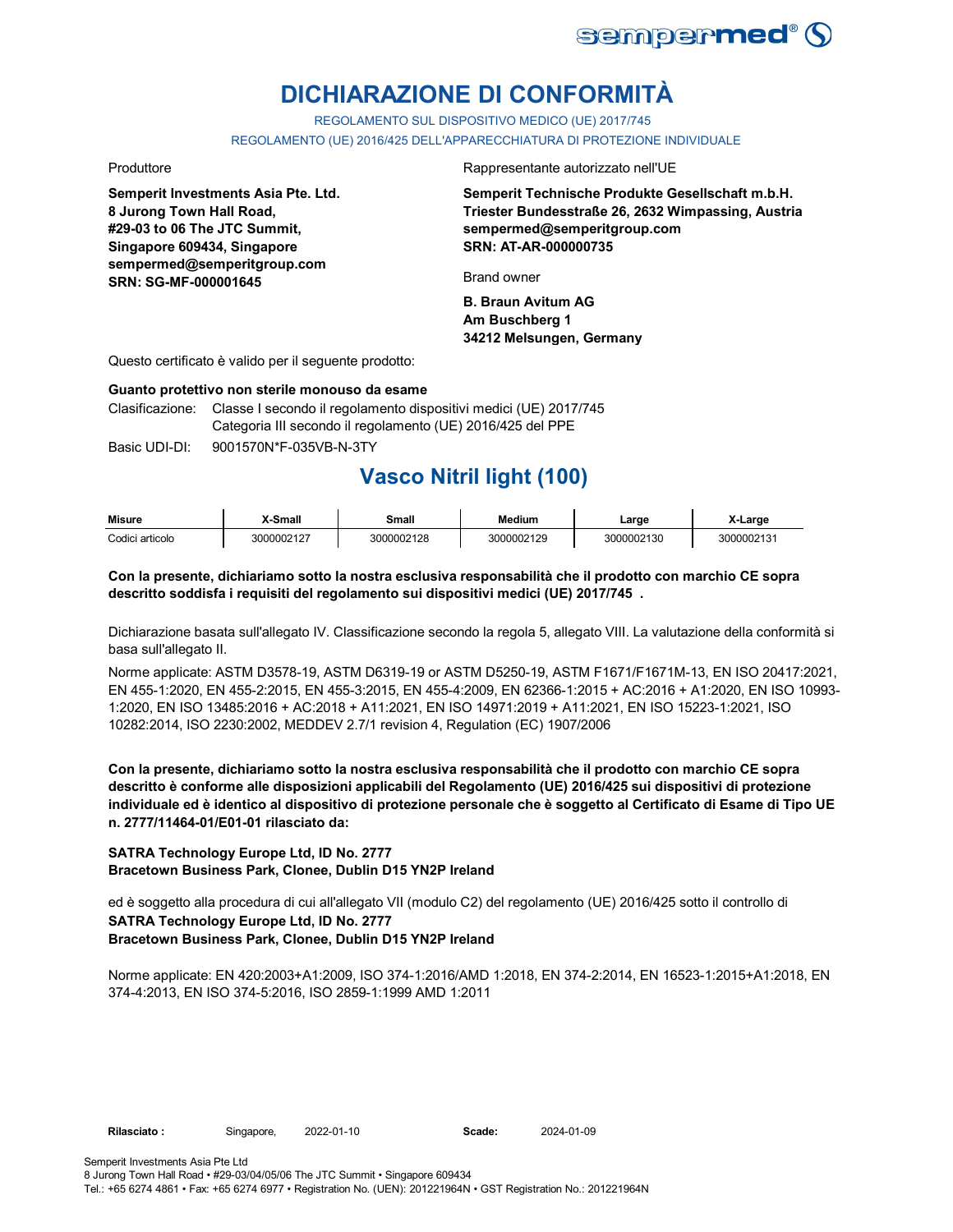# DICHIARAZIONE DI CONFORMITÀ

REGOLAMENTO SUL DISPOSITIVO MEDICO (UE) 2017/745

REGOLAMENTO (UE) 2016/425 DELL'APPARECCHIATURA DI PROTEZIONE INDIVIDUALE

Produttore

**Semperit Investments Asia Pte. Ltd.**
**8 Jurong Town Hall Road,**
**#29-03 to 06 The JTC Summit,**
**Singapore 609434, Singapore**
**sempermed@semperitgroup.com**
**SRN: SG-MF-000001645**

Rappresentante autorizzato nell'UE

**Semperit Technische Produkte Gesellschaft m.b.H.**
**Triester Bundesstraße 26, 2632 Wimpassing, Austria**
**sempermed@semperitgroup.com**
**SRN: AT-AR-000000735**

Brand owner

**B. Braun Avitum AG**
**Am Buschberg 1**
**34212 Melsungen, Germany**

Questo certificato è valido per il seguente prodotto:

**Guanto protettivo non sterile monouso da esame**

Clasificazione: Classe I secondo il regolamento dispositivi medici (UE) 2017/745
Categoria III secondo il regolamento (UE) 2016/425 del PPE

Basic UDI-DI: 9001570N*F-035VB-N-3TY

## Vasco Nitril light (100)

| Misure | X-Small | Small | Medium | Large | X-Large |
|---|---|---|---|---|---|
| Codici articolo | 3000002127 | 3000002128 | 3000002129 | 3000002130 | 3000002131 |

**Con la presente, dichiariamo sotto la nostra esclusiva responsabilità che il prodotto con marchio CE sopra descritto soddisfa i requisiti del regolamento sui dispositivi medici (UE) 2017/745 .**

Dichiarazione basata sull'allegato IV. Classificazione secondo la regola 5, allegato VIII. La valutazione della conformità si basa sull'allegato II.

Norme applicate: ASTM D3578-19, ASTM D6319-19 or ASTM D5250-19, ASTM F1671/F1671M-13, EN ISO 20417:2021, EN 455-1:2020, EN 455-2:2015, EN 455-3:2015, EN 455-4:2009, EN 62366-1:2015 + AC:2016 + A1:2020, EN ISO 10993-1:2020, EN ISO 13485:2016 + AC:2018 + A11:2021, EN ISO 14971:2019 + A11:2021, EN ISO 15223-1:2021, ISO 10282:2014, ISO 2230:2002, MEDDEV 2.7/1 revision 4, Regulation (EC) 1907/2006

**Con la presente, dichiariamo sotto la nostra esclusiva responsabilità che il prodotto con marchio CE sopra descritto è conforme alle disposizioni applicabili del Regolamento (UE) 2016/425 sui dispositivi di protezione individuale ed è identico al dispositivo di protezione personale che è soggetto al Certificato di Esame di Tipo UE n. 2777/11464-01/E01-01 rilasciato da:**

**SATRA Technology Europe Ltd, ID No. 2777**
**Bracetown Business Park, Clonee, Dublin D15 YN2P Ireland**

ed è soggetto alla procedura di cui all'allegato VII (modulo C2) del regolamento (UE) 2016/425 sotto il controllo di
**SATRA Technology Europe Ltd, ID No. 2777**
**Bracetown Business Park, Clonee, Dublin D15 YN2P Ireland**

Norme applicate: EN 420:2003+A1:2009, ISO 374-1:2016/AMD 1:2018, EN 374-2:2014, EN 16523-1:2015+A1:2018, EN 374-4:2013, EN ISO 374-5:2016, ISO 2859-1:1999 AMD 1:2011

**Rilasciato :** Singapore, 2022-01-10 **Scade:** 2024-01-09

Semperit Investments Asia Pte Ltd
8 Jurong Town Hall Road • #29-03/04/05/06 The JTC Summit • Singapore 609434
Tel.: +65 6274 4861 • Fax: +65 6274 6977 • Registration No. (UEN): 201221964N • GST Registration No.: 201221964N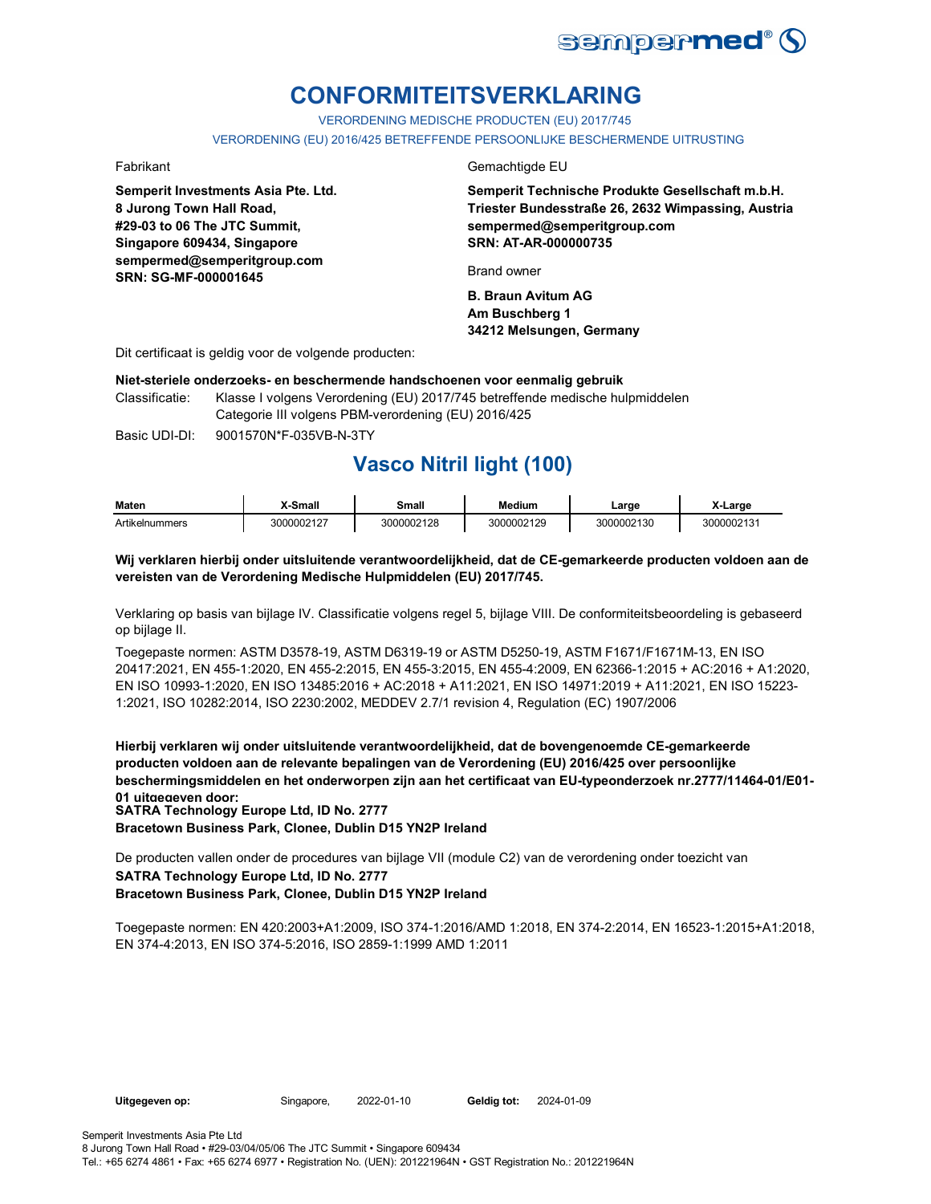# CONFORMITEITSVERKLARING

VERORDENING MEDISCHE PRODUCTEN (EU) 2017/745

VERORDENING (EU) 2016/425 BETREFFENDE PERSOONLIJKE BESCHERMENDE UITRUSTING

Fabrikant

**Semperit Investments Asia Pte. Ltd.**
**8 Jurong Town Hall Road,**
**#29-03 to 06 The JTC Summit,**
**Singapore 609434, Singapore**
**sempermed@semperitgroup.com**
**SRN: SG-MF-000001645**

Gemachtigde EU

**Semperit Technische Produkte Gesellschaft m.b.H.**
**Triester Bundesstraße 26, 2632 Wimpassing, Austria**
**sempermed@semperitgroup.com**
**SRN: AT-AR-000000735**

Brand owner

**B. Braun Avitum AG**
**Am Buschberg 1**
**34212 Melsungen, Germany**

Dit certificaat is geldig voor de volgende producten:

**Niet-steriele onderzoeks- en beschermende handschoenen voor eenmalig gebruik**

Classificatie: Klasse I volgens Verordening (EU) 2017/745 betreffende medische hulpmiddelen
Categorie III volgens PBM-verordening (EU) 2016/425

Basic UDI-DI: 9001570N*F-035VB-N-3TY

## Vasco Nitril light (100)

| Maten | X-Small | Small | Medium | Large | X-Large |
|---|---|---|---|---|---|
| Artikelnummers | 3000002127 | 3000002128 | 3000002129 | 3000002130 | 3000002131 |

**Wij verklaren hierbij onder uitsluitende verantwoordelijkheid, dat de CE-gemarkeerde producten voldoen aan de vereisten van de Verordening Medische Hulpmiddelen (EU) 2017/745.**

Verklaring op basis van bijlage IV. Classificatie volgens regel 5, bijlage VIII. De conformiteitsbeoordeling is gebaseerd op bijlage II.

Toegepaste normen: ASTM D3578-19, ASTM D6319-19 or ASTM D5250-19, ASTM F1671/F1671M-13, EN ISO 20417:2021, EN 455-1:2020, EN 455-2:2015, EN 455-3:2015, EN 455-4:2009, EN 62366-1:2015 + AC:2016 + A1:2020, EN ISO 10993-1:2020, EN ISO 13485:2016 + AC:2018 + A11:2021, EN ISO 14971:2019 + A11:2021, EN ISO 15223-1:2021, ISO 10282:2014, ISO 2230:2002, MEDDEV 2.7/1 revision 4, Regulation (EC) 1907/2006

**Hierbij verklaren wij onder uitsluitende verantwoordelijkheid, dat de bovengenoemde CE-gemarkeerde producten voldoen aan de relevante bepalingen van de Verordening (EU) 2016/425 over persoonlijke beschermingsmiddelen en het onderworpen zijn aan het certificaat van EU-typeonderzoek nr.2777/11464-01/E01-01 uitgegeven door:**
**SATRA Technology Europe Ltd, ID No. 2777**
**Bracetown Business Park, Clonee, Dublin D15 YN2P Ireland**

De producten vallen onder de procedures van bijlage VII (module C2) van de verordening onder toezicht van
**SATRA Technology Europe Ltd, ID No. 2777**
**Bracetown Business Park, Clonee, Dublin D15 YN2P Ireland**

Toegepaste normen: EN 420:2003+A1:2009, ISO 374-1:2016/AMD 1:2018, EN 374-2:2014, EN 16523-1:2015+A1:2018, EN 374-4:2013, EN ISO 374-5:2016, ISO 2859-1:1999 AMD 1:2011

**Uitgegeven op:** Singapore, 2022-01-10 **Geldig tot:** 2024-01-09

Semperit Investments Asia Pte Ltd
8 Jurong Town Hall Road • #29-03/04/05/06 The JTC Summit • Singapore 609434
Tel.: +65 6274 4861 • Fax: +65 6274 6977 • Registration No. (UEN): 201221964N • GST Registration No.: 201221964N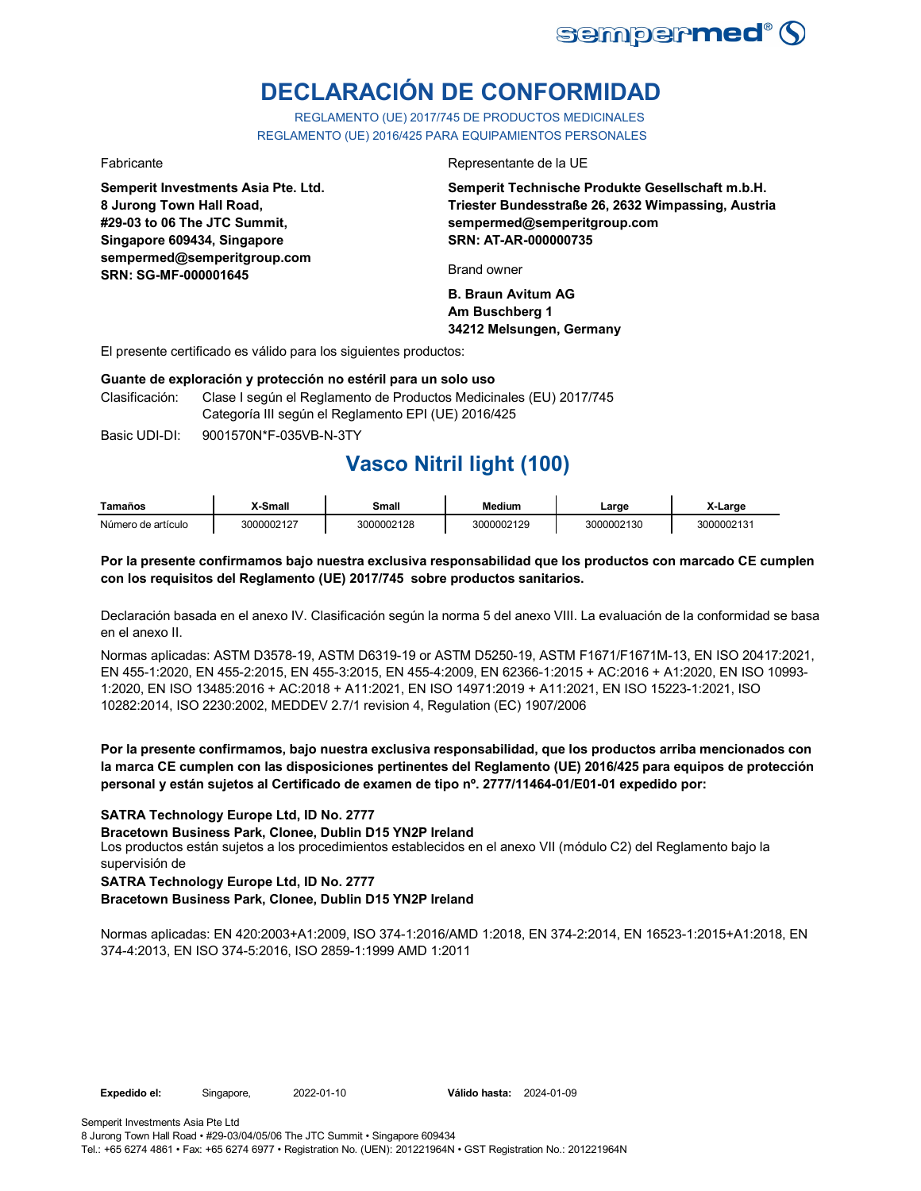# DECLARACIÓN DE CONFORMIDAD

REGLAMENTO (UE) 2017/745 DE PRODUCTOS MEDICINALES
REGLAMENTO (UE) 2016/425 PARA EQUIPAMIENTOS PERSONALES

Fabricante

**Semperit Investments Asia Pte. Ltd.**
**8 Jurong Town Hall Road,**
**#29-03 to 06 The JTC Summit,**
**Singapore 609434, Singapore**
**sempermed@semperitgroup.com**
**SRN: SG-MF-000001645**

Representante de la UE

**Semperit Technische Produkte Gesellschaft m.b.H.**
**Triester Bundesstraße 26, 2632 Wimpassing, Austria**
**sempermed@semperitgroup.com**
**SRN: AT-AR-000000735**

Brand owner

**B. Braun Avitum AG**
**Am Buschberg 1**
**34212 Melsungen, Germany**

El presente certificado es válido para los siguientes productos:

**Guante de exploración y protección no estéril para un solo uso**

Clasificación: Clase I según el Reglamento de Productos Medicinales (EU) 2017/745
Categoría III según el Reglamento EPI (UE) 2016/425

Basic UDI-DI: 9001570N*F-035VB-N-3TY

## Vasco Nitril light (100)

| Tamaños | X-Small | Small | Medium | Large | X-Large |
|---|---|---|---|---|---|
| Número de artículo | 3000002127 | 3000002128 | 3000002129 | 3000002130 | 3000002131 |

**Por la presente confirmamos bajo nuestra exclusiva responsabilidad que los productos con marcado CE cumplen con los requisitos del Reglamento (UE) 2017/745 sobre productos sanitarios.**

Declaración basada en el anexo IV. Clasificación según la norma 5 del anexo VIII. La evaluación de la conformidad se basa en el anexo II.

Normas aplicadas: ASTM D3578-19, ASTM D6319-19 or ASTM D5250-19, ASTM F1671/F1671M-13, EN ISO 20417:2021, EN 455-1:2020, EN 455-2:2015, EN 455-3:2015, EN 455-4:2009, EN 62366-1:2015 + AC:2016 + A1:2020, EN ISO 10993-1:2020, EN ISO 13485:2016 + AC:2018 + A11:2021, EN ISO 14971:2019 + A11:2021, EN ISO 15223-1:2021, ISO 10282:2014, ISO 2230:2002, MEDDEV 2.7/1 revision 4, Regulation (EC) 1907/2006

**Por la presente confirmamos, bajo nuestra exclusiva responsabilidad, que los productos arriba mencionados con la marca CE cumplen con las disposiciones pertinentes del Reglamento (UE) 2016/425 para equipos de protección personal y están sujetos al Certificado de examen de tipo nº. 2777/11464-01/E01-01 expedido por:**

**SATRA Technology Europe Ltd, ID No. 2777**
**Bracetown Business Park, Clonee, Dublin D15 YN2P Ireland**
Los productos están sujetos a los procedimientos establecidos en el anexo VII (módulo C2) del Reglamento bajo la supervisión de
**SATRA Technology Europe Ltd, ID No. 2777**
**Bracetown Business Park, Clonee, Dublin D15 YN2P Ireland**

Normas aplicadas: EN 420:2003+A1:2009, ISO 374-1:2016/AMD 1:2018, EN 374-2:2014, EN 16523-1:2015+A1:2018, EN 374-4:2013, EN ISO 374-5:2016, ISO 2859-1:1999 AMD 1:2011

**Expedido el:** Singapore, 2022-01-10 **Válido hasta:** 2024-01-09

Semperit Investments Asia Pte Ltd
8 Jurong Town Hall Road • #29-03/04/05/06 The JTC Summit • Singapore 609434
Tel.: +65 6274 4861 • Fax: +65 6274 6977 • Registration No. (UEN): 201221964N • GST Registration No.: 201221964N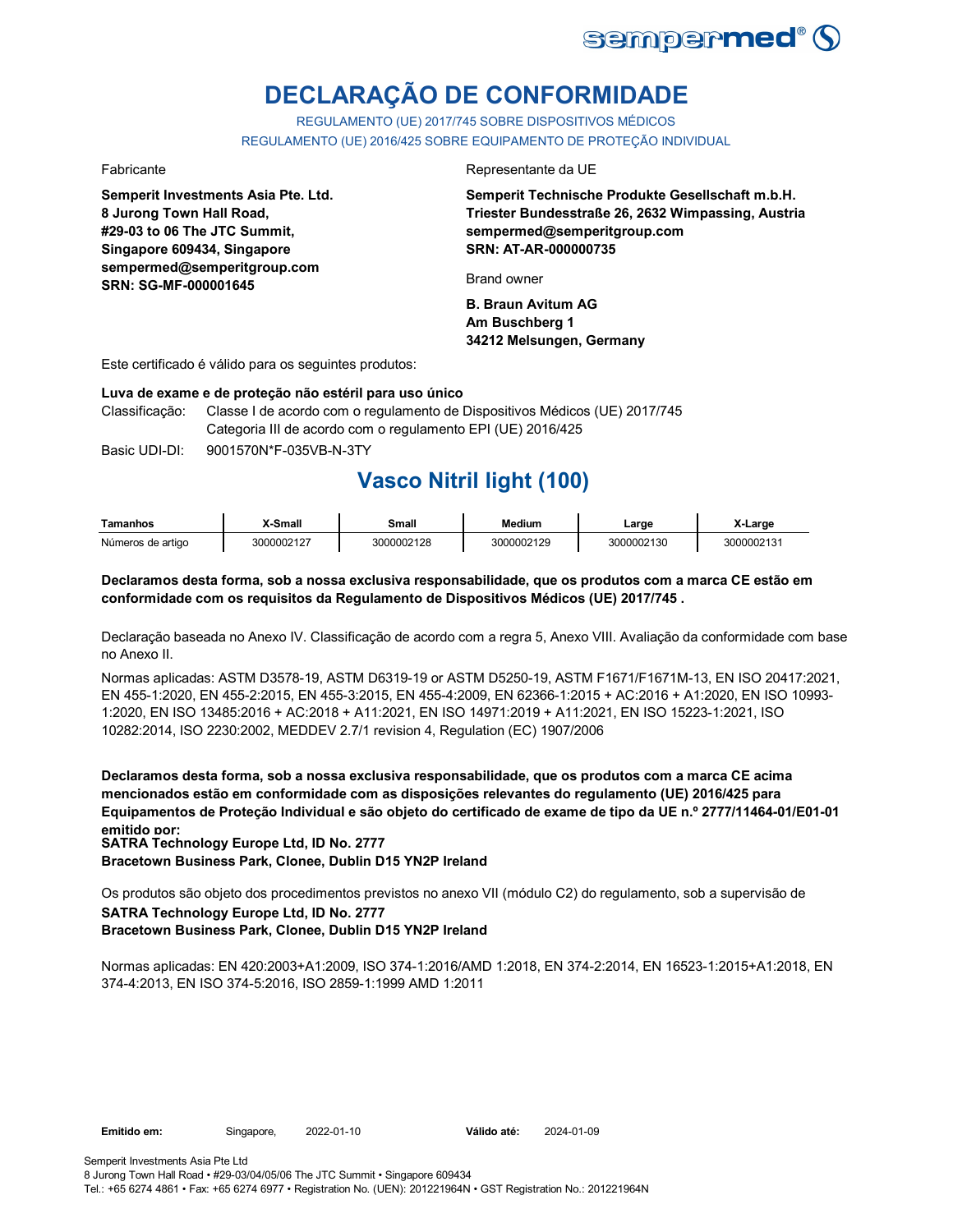# DECLARAÇÃO DE CONFORMIDADE

REGULAMENTO (UE) 2017/745 SOBRE DISPOSITIVOS MÉDICOS
REGULAMENTO (UE) 2016/425 SOBRE EQUIPAMENTO DE PROTEÇÃO INDIVIDUAL

Fabricante

**Semperit Investments Asia Pte. Ltd.**
**8 Jurong Town Hall Road,**
**#29-03 to 06 The JTC Summit,**
**Singapore 609434, Singapore**
**sempermed@semperitgroup.com**
**SRN: SG-MF-000001645**

Representante da UE

**Semperit Technische Produkte Gesellschaft m.b.H.**
**Triester Bundesstraße 26, 2632 Wimpassing, Austria**
**sempermed@semperitgroup.com**
**SRN: AT-AR-000000735**

Brand owner

**B. Braun Avitum AG**
**Am Buschberg 1**
**34212 Melsungen, Germany**

Este certificado é válido para os seguintes produtos:

**Luva de exame e de proteção não estéril para uso único**

Classificação: Classe I de acordo com o regulamento de Dispositivos Médicos (UE) 2017/745
Categoria III de acordo com o regulamento EPI (UE) 2016/425

Basic UDI-DI: 9001570N*F-035VB-N-3TY

## Vasco Nitril light (100)

| Tamanhos | X-Small | Small | Medium | Large | X-Large |
|---|---|---|---|---|---|
| Números de artigo | 3000002127 | 3000002128 | 3000002129 | 3000002130 | 3000002131 |

**Declaramos desta forma, sob a nossa exclusiva responsabilidade, que os produtos com a marca CE estão em conformidade com os requisitos da Regulamento de Dispositivos Médicos (UE) 2017/745 .**

Declaração baseada no Anexo IV. Classificação de acordo com a regra 5, Anexo VIII. Avaliação da conformidade com base no Anexo II.

Normas aplicadas: ASTM D3578-19, ASTM D6319-19 or ASTM D5250-19, ASTM F1671/F1671M-13, EN ISO 20417:2021, EN 455-1:2020, EN 455-2:2015, EN 455-3:2015, EN 455-4:2009, EN 62366-1:2015 + AC:2016 + A1:2020, EN ISO 10993-1:2020, EN ISO 13485:2016 + AC:2018 + A11:2021, EN ISO 14971:2019 + A11:2021, EN ISO 15223-1:2021, ISO 10282:2014, ISO 2230:2002, MEDDEV 2.7/1 revision 4, Regulation (EC) 1907/2006

**Declaramos desta forma, sob a nossa exclusiva responsabilidade, que os produtos com a marca CE acima mencionados estão em conformidade com as disposições relevantes do regulamento (UE) 2016/425 para Equipamentos de Proteção Individual e são objeto do certificado de exame de tipo da UE n.º 2777/11464-01/E01-01 emitido por:**
**SATRA Technology Europe Ltd, ID No. 2777**
**Bracetown Business Park, Clonee, Dublin D15 YN2P Ireland**

Os produtos são objeto dos procedimentos previstos no anexo VII (módulo C2) do regulamento, sob a supervisão de
**SATRA Technology Europe Ltd, ID No. 2777**
**Bracetown Business Park, Clonee, Dublin D15 YN2P Ireland**

Normas aplicadas: EN 420:2003+A1:2009, ISO 374-1:2016/AMD 1:2018, EN 374-2:2014, EN 16523-1:2015+A1:2018, EN 374-4:2013, EN ISO 374-5:2016, ISO 2859-1:1999 AMD 1:2011

**Emitido em:** Singapore, 2022-01-10 **Válido até:** 2024-01-09

Semperit Investments Asia Pte Ltd
8 Jurong Town Hall Road • #29-03/04/05/06 The JTC Summit • Singapore 609434
Tel.: +65 6274 4861 • Fax: +65 6274 6977 • Registration No. (UEN): 201221964N • GST Registration No.: 201221964N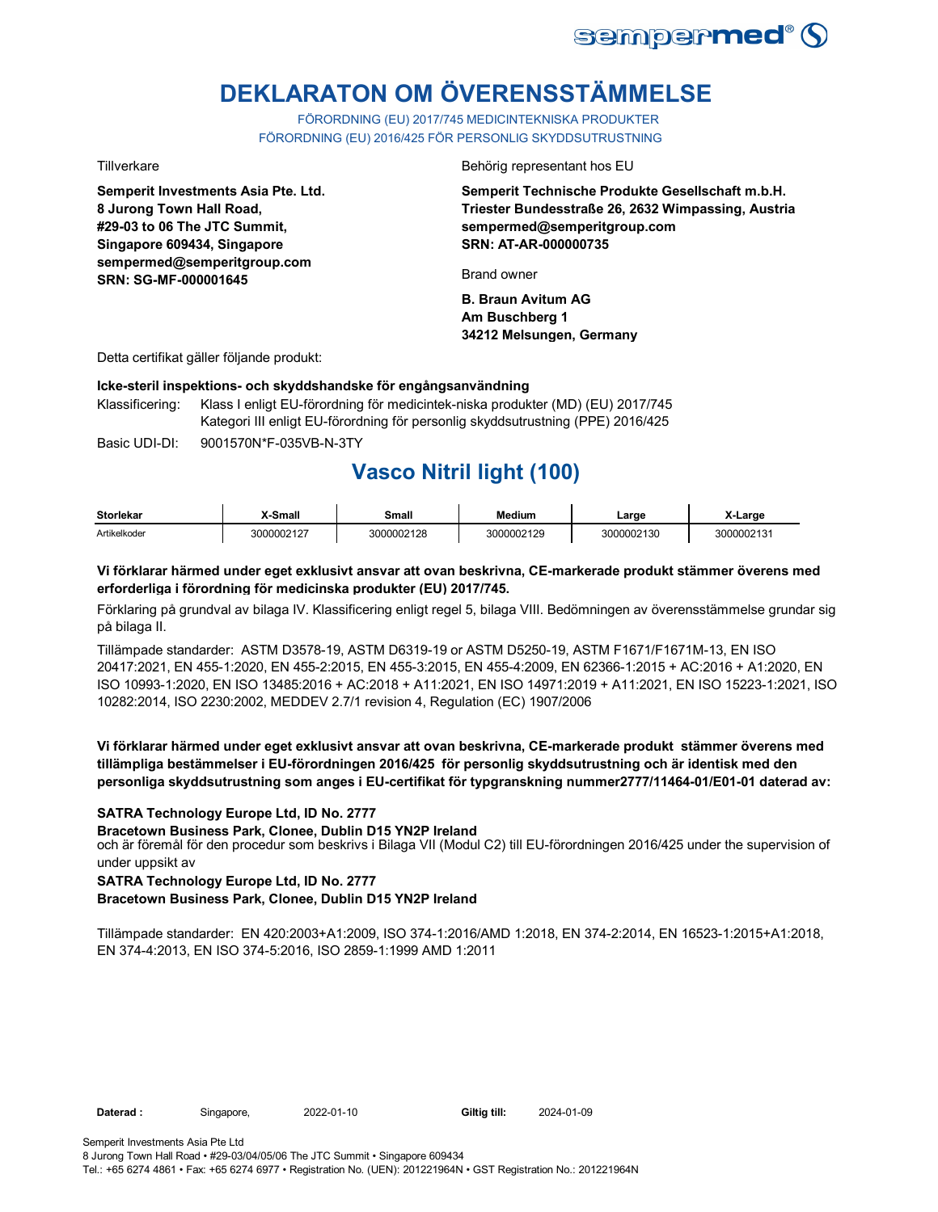# DEKLARATON OM ÖVERENSSTÄMMELSE

FÖRORDNING (EU) 2017/745 MEDICINTEKNISKA PRODUKTER
FÖRORDNING (EU) 2016/425 FÖR PERSONLIG SKYDDSUTRUSTNING

Tillverkare

**Semperit Investments Asia Pte. Ltd.**
**8 Jurong Town Hall Road,**
**#29-03 to 06 The JTC Summit,**
**Singapore 609434, Singapore**
**sempermed@semperitgroup.com**
**SRN: SG-MF-000001645**

Behörig representant hos EU

**Semperit Technische Produkte Gesellschaft m.b.H.**
**Triester Bundesstraße 26, 2632 Wimpassing, Austria**
**sempermed@semperitgroup.com**
**SRN: AT-AR-000000735**

Brand owner

**B. Braun Avitum AG**
**Am Buschberg 1**
**34212 Melsungen, Germany**

Detta certifikat gäller följande produkt:

**Icke-steril inspektions- och skyddshandske för engångsanvändning**

Klassificering: Klass I enligt EU-förordning för medicintek-niska produkter (MD) (EU) 2017/745
Kategori III enligt EU-förordning för personlig skyddsutrustning (PPE) 2016/425

Basic UDI-DI: 9001570N*F-035VB-N-3TY

## Vasco Nitril light (100)

| Storlekar | X-Small | Small | Medium | Large | X-Large |
|---|---|---|---|---|---|
| Artikelkoder | 3000002127 | 3000002128 | 3000002129 | 3000002130 | 3000002131 |

**Vi förklarar härmed under eget exklusivt ansvar att ovan beskrivna, CE-markerade produkt stämmer överens med erforderliga i förordning för medicinska produkter (EU) 2017/745.**

Förklaring på grundval av bilaga IV. Klassificering enligt regel 5, bilaga VIII. Bedömningen av överensstämmelse grundar sig på bilaga II.

Tillämpade standarder: ASTM D3578-19, ASTM D6319-19 or ASTM D5250-19, ASTM F1671/F1671M-13, EN ISO 20417:2021, EN 455-1:2020, EN 455-2:2015, EN 455-3:2015, EN 455-4:2009, EN 62366-1:2015 + AC:2016 + A1:2020, EN ISO 10993-1:2020, EN ISO 13485:2016 + AC:2018 + A11:2021, EN ISO 14971:2019 + A11:2021, EN ISO 15223-1:2021, ISO 10282:2014, ISO 2230:2002, MEDDEV 2.7/1 revision 4, Regulation (EC) 1907/2006

**Vi förklarar härmed under eget exklusivt ansvar att ovan beskrivna, CE-markerade produkt stämmer överens med tillämpliga bestämmelser i EU-förordningen 2016/425 för personlig skyddsutrustning och är identisk med den personliga skyddsutrustning som anges i EU-certifikat för typgranskning nummer2777/11464-01/E01-01 daterad av:**

**SATRA Technology Europe Ltd, ID No. 2777**
**Bracetown Business Park, Clonee, Dublin D15 YN2P Ireland**
och är föremål för den procedur som beskrivs i Bilaga VII (Modul C2) till EU-förordningen 2016/425 under the supervision of under uppsikt av
**SATRA Technology Europe Ltd, ID No. 2777**
**Bracetown Business Park, Clonee, Dublin D15 YN2P Ireland**

Tillämpade standarder: EN 420:2003+A1:2009, ISO 374-1:2016/AMD 1:2018, EN 374-2:2014, EN 16523-1:2015+A1:2018, EN 374-4:2013, EN ISO 374-5:2016, ISO 2859-1:1999 AMD 1:2011

**Daterad :** Singapore, 2022-01-10 **Giltig till:** 2024-01-09

Semperit Investments Asia Pte Ltd
8 Jurong Town Hall Road • #29-03/04/05/06 The JTC Summit • Singapore 609434
Tel.: +65 6274 4861 • Fax: +65 6274 6977 • Registration No. (UEN): 201221964N • GST Registration No.: 201221964N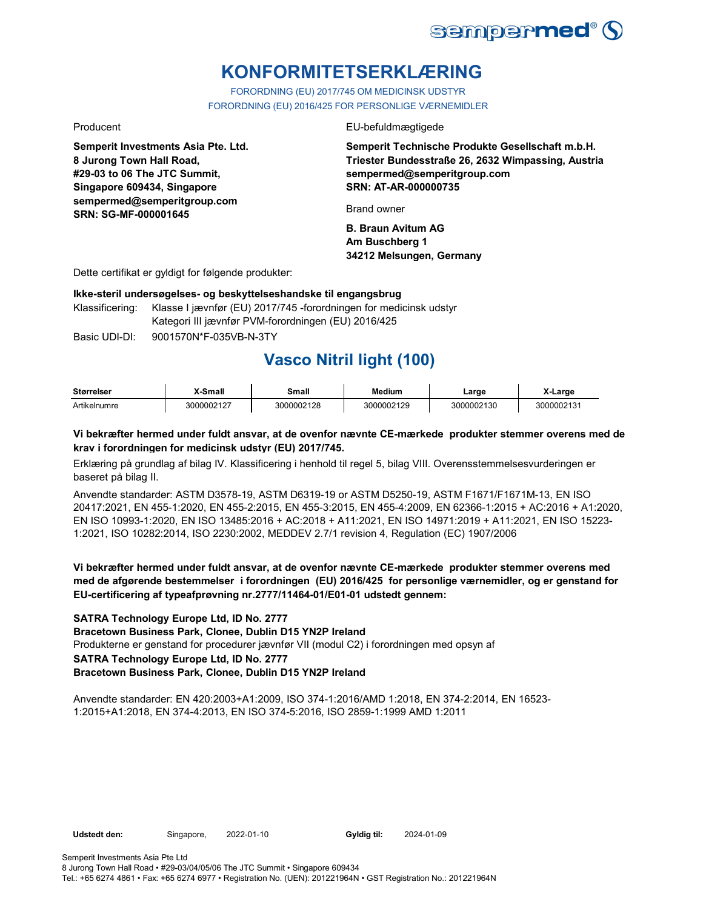# KONFORMITETSERKLÆRING

FORORDNING (EU) 2017/745 OM MEDICINSK UDSTYR
FORORDNING (EU) 2016/425 FOR PERSONLIGE VÆRNEMIDLER

Producent

**Semperit Investments Asia Pte. Ltd.**
**8 Jurong Town Hall Road,**
**#29-03 to 06 The JTC Summit,**
**Singapore 609434, Singapore**
**sempermed@semperitgroup.com**
**SRN: SG-MF-000001645**

EU-befuldmægtigede

**Semperit Technische Produkte Gesellschaft m.b.H.**
**Triester Bundesstraße 26, 2632 Wimpassing, Austria**
**sempermed@semperitgroup.com**
**SRN: AT-AR-000000735**

Brand owner

**B. Braun Avitum AG**
**Am Buschberg 1**
**34212 Melsungen, Germany**

Dette certifikat er gyldigt for følgende produkter:

**Ikke-steril undersøgelses- og beskyttelseshandske til engangsbrug**

Klassificering: Klasse I jævnfør (EU) 2017/745 -forordningen for medicinsk udstyr
Kategori III jævnfør PVM-forordningen (EU) 2016/425

Basic UDI-DI: 9001570N*F-035VB-N-3TY

## Vasco Nitril light (100)

| Størrelser | X-Small | Small | Medium | Large | X-Large |
|---|---|---|---|---|---|
| Artikelnumre | 3000002127 | 3000002128 | 3000002129 | 3000002130 | 3000002131 |

**Vi bekræfter hermed under fuldt ansvar, at de ovenfor nævnte CE-mærkede produkter stemmer overens med de krav i forordningen for medicinsk udstyr (EU) 2017/745.**

Erklæring på grundlag af bilag IV. Klassificering i henhold til regel 5, bilag VIII. Overensstemmelsesvurderingen er baseret på bilag II.

Anvendte standarder: ASTM D3578-19, ASTM D6319-19 or ASTM D5250-19, ASTM F1671/F1671M-13, EN ISO 20417:2021, EN 455-1:2020, EN 455-2:2015, EN 455-3:2015, EN 455-4:2009, EN 62366-1:2015 + AC:2016 + A1:2020, EN ISO 10993-1:2020, EN ISO 13485:2016 + AC:2018 + A11:2021, EN ISO 14971:2019 + A11:2021, EN ISO 15223-1:2021, ISO 10282:2014, ISO 2230:2002, MEDDEV 2.7/1 revision 4, Regulation (EC) 1907/2006

**Vi bekræfter hermed under fuldt ansvar, at de ovenfor nævnte CE-mærkede produkter stemmer overens med med de afgørende bestemmelser i forordningen (EU) 2016/425 for personlige værnemidler, og er genstand for EU-certificering af typeafprøvning nr.2777/11464-01/E01-01 udstedt gennem:**

**SATRA Technology Europe Ltd, ID No. 2777**
**Bracetown Business Park, Clonee, Dublin D15 YN2P Ireland**
Produkterne er genstand for procedurer jævnfør VII (modul C2) i forordningen med opsyn af
**SATRA Technology Europe Ltd, ID No. 2777**
**Bracetown Business Park, Clonee, Dublin D15 YN2P Ireland**

Anvendte standarder: EN 420:2003+A1:2009, ISO 374-1:2016/AMD 1:2018, EN 374-2:2014, EN 16523-1:2015+A1:2018, EN 374-4:2013, EN ISO 374-5:2016, ISO 2859-1:1999 AMD 1:2011

**Udstedt den:** Singapore, 2022-01-10 **Gyldig til:** 2024-01-09

Semperit Investments Asia Pte Ltd
8 Jurong Town Hall Road • #29-03/04/05/06 The JTC Summit • Singapore 609434
Tel.: +65 6274 4861 • Fax: +65 6274 6977 • Registration No. (UEN): 201221964N • GST Registration No.: 201221964N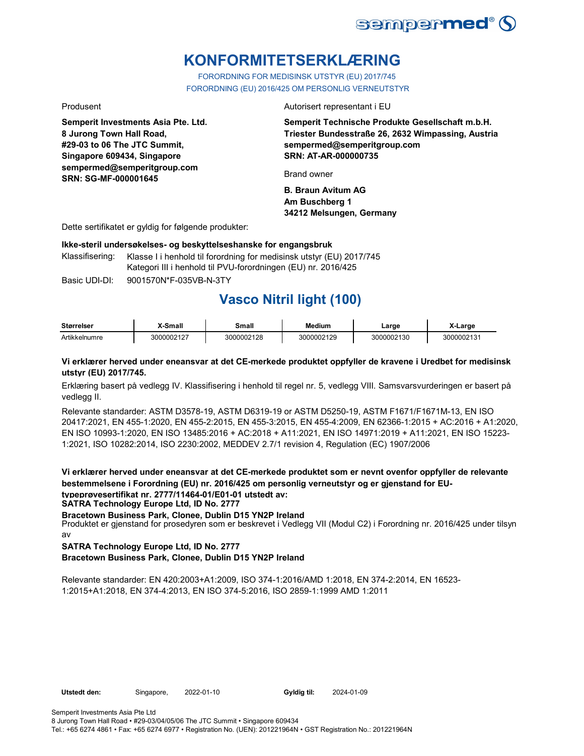# KONFORMITETSERKLÆRING

FORORDNING FOR MEDISINSK UTSTYR (EU) 2017/745
FORORDNING (EU) 2016/425 OM PERSONLIG VERNEUTSTYR

Produsent

**Semperit Investments Asia Pte. Ltd.**
**8 Jurong Town Hall Road,**
**#29-03 to 06 The JTC Summit,**
**Singapore 609434, Singapore**
**sempermed@semperitgroup.com**
**SRN: SG-MF-000001645**

Autorisert representant i EU

**Semperit Technische Produkte Gesellschaft m.b.H.**
**Triester Bundesstraße 26, 2632 Wimpassing, Austria**
**sempermed@semperitgroup.com**
**SRN: AT-AR-000000735**

Brand owner

**B. Braun Avitum AG**
**Am Buschberg 1**
**34212 Melsungen, Germany**

Dette sertifikatet er gyldig for følgende produkter:

**Ikke-steril undersøkelses- og beskyttelseshanske for engangsbruk**

Klassifisering: Klasse I i henhold til forordning for medisinsk utstyr (EU) 2017/745
Kategori III i henhold til PVU-forordningen (EU) nr. 2016/425

Basic UDI-DI: 9001570N*F-035VB-N-3TY

## Vasco Nitril light (100)

| Størrelser | X-Small | Small | Medium | Large | X-Large |
|---|---|---|---|---|---|
| Artikkelnumre | 3000002127 | 3000002128 | 3000002129 | 3000002130 | 3000002131 |

**Vi erklærer herved under eneansvar at det CE-merkede produktet oppfyller de kravene i Uredbet for medisinsk utstyr (EU) 2017/745.**

Erklæring basert på vedlegg IV. Klassifisering i henhold til regel nr. 5, vedlegg VIII. Samsvarsvurderingen er basert på vedlegg II.

Relevante standarder: ASTM D3578-19, ASTM D6319-19 or ASTM D5250-19, ASTM F1671/F1671M-13, EN ISO 20417:2021, EN 455-1:2020, EN 455-2:2015, EN 455-3:2015, EN 455-4:2009, EN 62366-1:2015 + AC:2016 + A1:2020, EN ISO 10993-1:2020, EN ISO 13485:2016 + AC:2018 + A11:2021, EN ISO 14971:2019 + A11:2021, EN ISO 15223-1:2021, ISO 10282:2014, ISO 2230:2002, MEDDEV 2.7/1 revision 4, Regulation (EC) 1907/2006

**Vi erklærer herved under eneansvar at det CE-merkede produktet som er nevnt ovenfor oppfyller de relevante bestemmelsene i Forordning (EU) nr. 2016/425 om personlig verneutstyr og er gjenstand for EU-typeprøvesertifikat nr. 2777/11464-01/E01-01 utstedt av:**
**SATRA Technology Europe Ltd, ID No. 2777**
**Bracetown Business Park, Clonee, Dublin D15 YN2P Ireland**
Produktet er gjenstand for prosedyren som er beskrevet i Vedlegg VII (Modul C2) i Forordning nr. 2016/425 under tilsyn av
**SATRA Technology Europe Ltd, ID No. 2777**
**Bracetown Business Park, Clonee, Dublin D15 YN2P Ireland**

Relevante standarder: EN 420:2003+A1:2009, ISO 374-1:2016/AMD 1:2018, EN 374-2:2014, EN 16523-1:2015+A1:2018, EN 374-4:2013, EN ISO 374-5:2016, ISO 2859-1:1999 AMD 1:2011

**Utstedt den:** Singapore, 2022-01-10 **Gyldig til:** 2024-01-09

Semperit Investments Asia Pte Ltd
8 Jurong Town Hall Road • #29-03/04/05/06 The JTC Summit • Singapore 609434
Tel.: +65 6274 4861 • Fax: +65 6274 6977 • Registration No. (UEN): 201221964N • GST Registration No.: 201221964N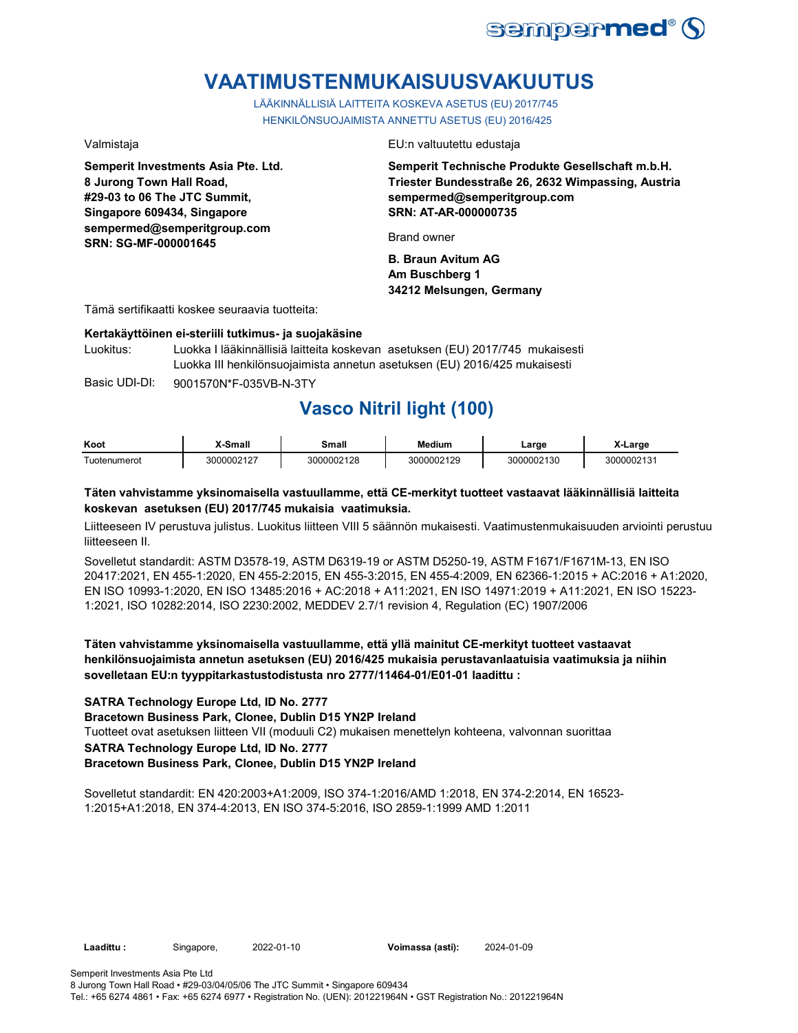# VAATIMUSTENMUKAISUUSVAKUUTUS

LÄÄKINNÄLLISIÄ LAITTEITA KOSKEVA ASETUS (EU) 2017/745
HENKILÖNSUOJAIMISTA ANNETTU ASETUS (EU) 2016/425

Valmistaja

**Semperit Investments Asia Pte. Ltd.**
**8 Jurong Town Hall Road,**
**#29-03 to 06 The JTC Summit,**
**Singapore 609434, Singapore**
**sempermed@semperitgroup.com**
**SRN: SG-MF-000001645**

EU:n valtuutettu edustaja

**Semperit Technische Produkte Gesellschaft m.b.H.**
**Triester Bundesstraße 26, 2632 Wimpassing, Austria**
**sempermed@semperitgroup.com**
**SRN: AT-AR-000000735**

Brand owner

**B. Braun Avitum AG**
**Am Buschberg 1**
**34212 Melsungen, Germany**

Tämä sertifikaatti koskee seuraavia tuotteita:

**Kertakäyttöinen ei-steriili tutkimus- ja suojakäsine**

Luokitus: Luokka I lääkinnällisiä laitteita koskevan asetuksen (EU) 2017/745 mukaisesti
Luokka III henkilönsuojaimista annetun asetuksen (EU) 2016/425 mukaisesti

Basic UDI-DI: 9001570N*F-035VB-N-3TY

## Vasco Nitril light (100)

| Koot | X-Small | Small | Medium | Large | X-Large |
|---|---|---|---|---|---|
| Tuotenumerot | 3000002127 | 3000002128 | 3000002129 | 3000002130 | 3000002131 |

**Täten vahvistamme yksinomaisella vastuullamme, että CE-merkityt tuotteet vastaavat lääkinnällisiä laitteita koskevan asetuksen (EU) 2017/745 mukaisia vaatimuksia.**

Liitteeseen IV perustuva julistus. Luokitus liitteen VIII 5 säännön mukaisesti. Vaatimustenmukaisuuden arviointi perustuu liitteeseen II.

Sovelletut standardit: ASTM D3578-19, ASTM D6319-19 or ASTM D5250-19, ASTM F1671/F1671M-13, EN ISO 20417:2021, EN 455-1:2020, EN 455-2:2015, EN 455-3:2015, EN 455-4:2009, EN 62366-1:2015 + AC:2016 + A1:2020, EN ISO 10993-1:2020, EN ISO 13485:2016 + AC:2018 + A11:2021, EN ISO 14971:2019 + A11:2021, EN ISO 15223-1:2021, ISO 10282:2014, ISO 2230:2002, MEDDEV 2.7/1 revision 4, Regulation (EC) 1907/2006

**Täten vahvistamme yksinomaisella vastuullamme, että yllä mainitut CE-merkityt tuotteet vastaavat henkilönsuojaimista annetun asetuksen (EU) 2016/425 mukaisia perustavanlaatuisia vaatimuksia ja niihin sovelletaan EU:n tyyppitarkastustodistusta nro 2777/11464-01/E01-01 laadittu :**

**SATRA Technology Europe Ltd, ID No. 2777**
**Bracetown Business Park, Clonee, Dublin D15 YN2P Ireland**
Tuotteet ovat asetuksen liitteen VII (moduuli C2) mukaisen menettelyn kohteena, valvonnan suorittaa
**SATRA Technology Europe Ltd, ID No. 2777**
**Bracetown Business Park, Clonee, Dublin D15 YN2P Ireland**

Sovelletut standardit: EN 420:2003+A1:2009, ISO 374-1:2016/AMD 1:2018, EN 374-2:2014, EN 16523-1:2015+A1:2018, EN 374-4:2013, EN ISO 374-5:2016, ISO 2859-1:1999 AMD 1:2011

**Laadittu :** Singapore, 2022-01-10 **Voimassa (asti):** 2024-01-09

Semperit Investments Asia Pte Ltd
8 Jurong Town Hall Road • #29-03/04/05/06 The JTC Summit • Singapore 609434
Tel.: +65 6274 4861 • Fax: +65 6274 6977 • Registration No. (UEN): 201221964N • GST Registration No.: 201221964N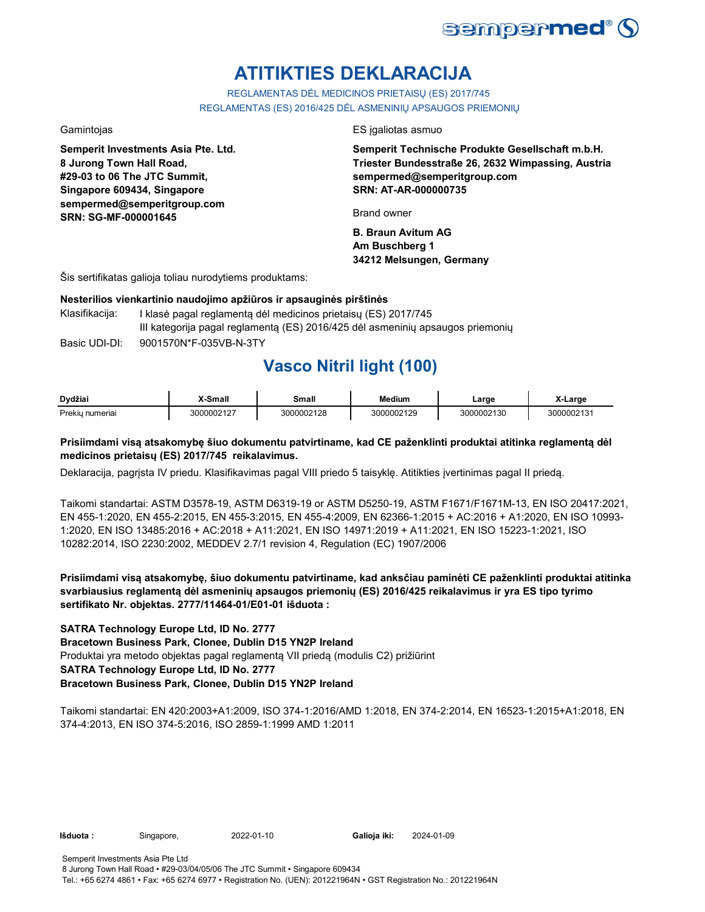# ATITIKTIES DEKLARACIJA

REGLAMENTAS DĖL MEDICINOS PRIETAISŲ (ES) 2017/745
REGLAMENTAS (ES) 2016/425 DĖL ASMENINIŲ APSAUGOS PRIEMONIŲ

Gamintojas

**Semperit Investments Asia Pte. Ltd.**
**8 Jurong Town Hall Road,**
**#29-03 to 06 The JTC Summit,**
**Singapore 609434, Singapore**
**sempermed@semperitgroup.com**
**SRN: SG-MF-000001645**

ES įgaliotas asmuo

**Semperit Technische Produkte Gesellschaft m.b.H.**
**Triester Bundesstraße 26, 2632 Wimpassing, Austria**
**sempermed@semperitgroup.com**
**SRN: AT-AR-000000735**

Brand owner

**B. Braun Avitum AG**
**Am Buschberg 1**
**34212 Melsungen, Germany**

Šis sertifikatas galioja toliau nurodytiems produktams:

**Nesterilios vienkartinio naudojimo apžiūros ir apsauginės pirštinės**

Klasifikacija: I klasė pagal reglamentą dėl medicinos prietaisų (ES) 2017/745
III kategorija pagal reglamentą (ES) 2016/425 dėl asmeninių apsaugos priemonių

Basic UDI-DI: 9001570N*F-035VB-N-3TY

## Vasco Nitril light (100)

| Dydžiai | X-Small | Small | Medium | Large | X-Large |
|---|---|---|---|---|---|
| Prekių numeriai | 3000002127 | 3000002128 | 3000002129 | 3000002130 | 3000002131 |

**Prisiimdami visą atsakomybę šiuo dokumentu patvirtiname, kad CE paženklinti produktai atitinka reglamentą dėl medicinos prietaisų (ES) 2017/745 reikalavimus.**

Deklaracija, pagrįsta IV priedu. Klasifikavimas pagal VIII priedo 5 taisyklę. Atitikties įvertinimas pagal II priedą.

Taikomi standartai: ASTM D3578-19, ASTM D6319-19 or ASTM D5250-19, ASTM F1671/F1671M-13, EN ISO 20417:2021, EN 455-1:2020, EN 455-2:2015, EN 455-3:2015, EN 455-4:2009, EN 62366-1:2015 + AC:2016 + A1:2020, EN ISO 10993-1:2020, EN ISO 13485:2016 + AC:2018 + A11:2021, EN ISO 14971:2019 + A11:2021, EN ISO 15223-1:2021, ISO 10282:2014, ISO 2230:2002, MEDDEV 2.7/1 revision 4, Regulation (EC) 1907/2006

**Prisiimdami visą atsakomybę, šiuo dokumentu patvirtiname, kad anksčiau paminėti CE paženklinti produktai atitinka svarbiausius reglamentą dėl asmeninių apsaugos priemonių (ES) 2016/425 reikalavimus ir yra ES tipo tyrimo sertifikato Nr. objektas. 2777/11464-01/E01-01 išduota :**

**SATRA Technology Europe Ltd, ID No. 2777**
**Bracetown Business Park, Clonee, Dublin D15 YN2P Ireland**
Produktai yra metodo objektas pagal reglamentą VII priedą (modulis C2) prižiūrint
**SATRA Technology Europe Ltd, ID No. 2777**
**Bracetown Business Park, Clonee, Dublin D15 YN2P Ireland**

Taikomi standartai: EN 420:2003+A1:2009, ISO 374-1:2016/AMD 1:2018, EN 374-2:2014, EN 16523-1:2015+A1:2018, EN 374-4:2013, EN ISO 374-5:2016, ISO 2859-1:1999 AMD 1:2011

**Išduota :** Singapore, 2022-01-10 **Galioja iki:** 2024-01-09

Semperit Investments Asia Pte Ltd
8 Jurong Town Hall Road • #29-03/04/05/06 The JTC Summit • Singapore 609434
Tel.: +65 6274 4861 • Fax: +65 6274 6977 • Registration No. (UEN): 201221964N • GST Registration No.: 201221964N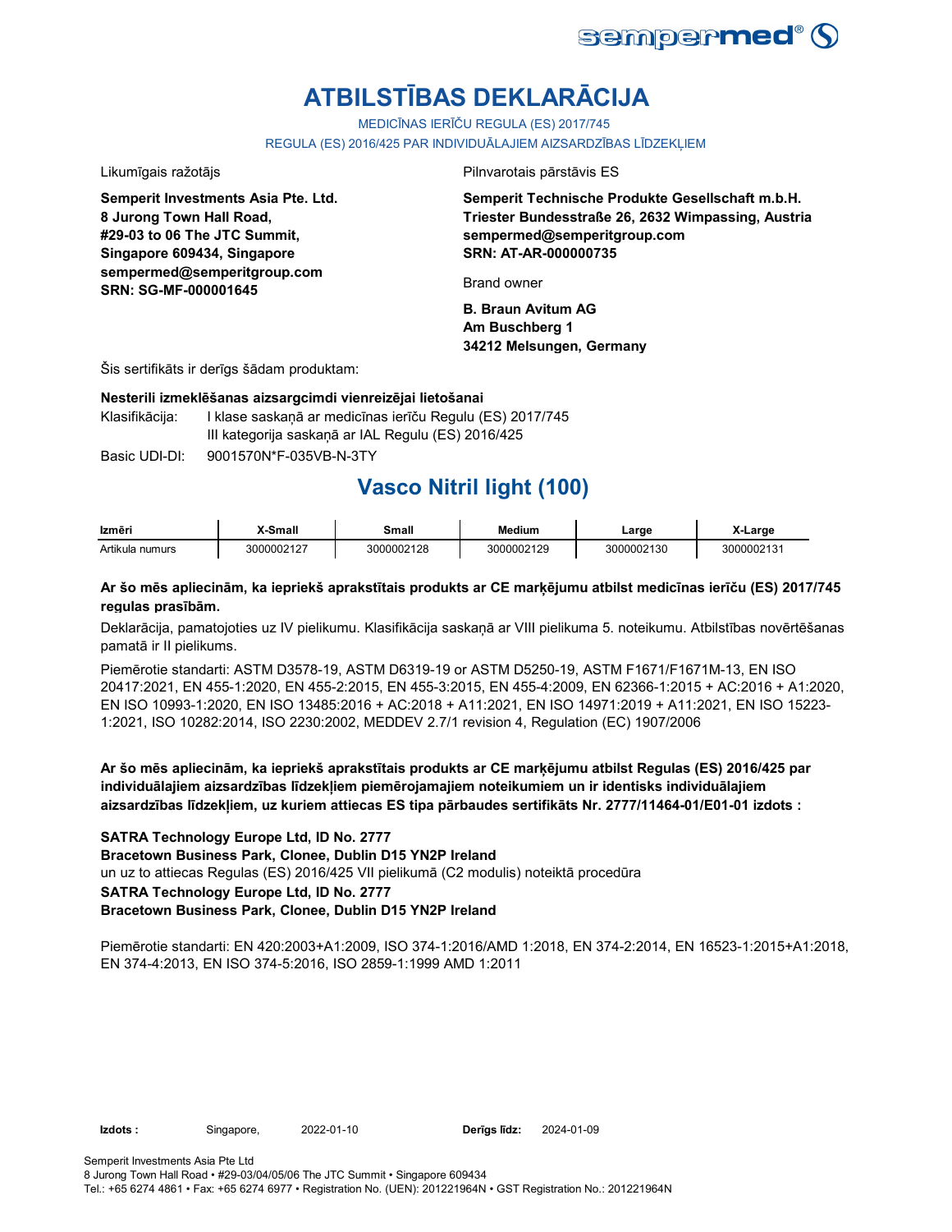# ATBILSTĪBAS DEKLARĀCIJA

MEDICĪNAS IERĪČU REGULA (ES) 2017/745

REGULA (ES) 2016/425 PAR INDIVIDUĀLAJIEM AIZSARDZĪBAS LĪDZEKĻIEM

Likumīgais ražotājs

**Semperit Investments Asia Pte. Ltd.**
**8 Jurong Town Hall Road,**
**#29-03 to 06 The JTC Summit,**
**Singapore 609434, Singapore**
**sempermed@semperitgroup.com**
**SRN: SG-MF-000001645**

Pilnvarotais pārstāvis ES

**Semperit Technische Produkte Gesellschaft m.b.H.**
**Triester Bundesstraße 26, 2632 Wimpassing, Austria**
**sempermed@semperitgroup.com**
**SRN: AT-AR-000000735**

Brand owner

**B. Braun Avitum AG**
**Am Buschberg 1**
**34212 Melsungen, Germany**

Šis sertifikāts ir derīgs šādam produktam:

**Nesterili izmeklēšanas aizsargcimdi vienreizējai lietošanai**

Klasifikācija: I klase saskaņā ar medicīnas ierīču Regulu (ES) 2017/745
III kategorija saskaņā ar IAL Regulu (ES) 2016/425

Basic UDI-DI: 9001570N*F-035VB-N-3TY

## Vasco Nitril light (100)

| Izmēri | X-Small | Small | Medium | Large | X-Large |
|---|---|---|---|---|---|
| Artikula numurs | 3000002127 | 3000002128 | 3000002129 | 3000002130 | 3000002131 |

**Ar šo mēs apliecinām, ka iepriekš aprakstītais produkts ar CE marķējumu atbilst medicīnas ierīču (ES) 2017/745 regulas prasībām.**

Deklarācija, pamatojoties uz IV pielikumu. Klasifikācija saskaņā ar VIII pielikuma 5. noteikumu. Atbilstības novērtēšanas pamatā ir II pielikums.

Piemērotie standarti: ASTM D3578-19, ASTM D6319-19 or ASTM D5250-19, ASTM F1671/F1671M-13, EN ISO 20417:2021, EN 455-1:2020, EN 455-2:2015, EN 455-3:2015, EN 455-4:2009, EN 62366-1:2015 + AC:2016 + A1:2020, EN ISO 10993-1:2020, EN ISO 13485:2016 + AC:2018 + A11:2021, EN ISO 14971:2019 + A11:2021, EN ISO 15223-1:2021, ISO 10282:2014, ISO 2230:2002, MEDDEV 2.7/1 revision 4, Regulation (EC) 1907/2006

**Ar šo mēs apliecinām, ka iepriekš aprakstītais produkts ar CE marķējumu atbilst Regulas (ES) 2016/425 par individuālajiem aizsardzības līdzekļiem piemērojamajiem noteikumiem un ir identisks individuālajiem aizsardzības līdzekļiem, uz kuriem attiecas ES tipa pārbaudes sertifikāts Nr. 2777/11464-01/E01-01 izdots :**

**SATRA Technology Europe Ltd, ID No. 2777**
**Bracetown Business Park, Clonee, Dublin D15 YN2P Ireland**
un uz to attiecas Regulas (ES) 2016/425 VII pielikumā (C2 modulis) noteiktā procedūra
**SATRA Technology Europe Ltd, ID No. 2777**
**Bracetown Business Park, Clonee, Dublin D15 YN2P Ireland**

Piemērotie standarti: EN 420:2003+A1:2009, ISO 374-1:2016/AMD 1:2018, EN 374-2:2014, EN 16523-1:2015+A1:2018, EN 374-4:2013, EN ISO 374-5:2016, ISO 2859-1:1999 AMD 1:2011

**Izdots :** Singapore, 2022-01-10 **Derīgs līdz:** 2024-01-09

Semperit Investments Asia Pte Ltd
8 Jurong Town Hall Road • #29-03/04/05/06 The JTC Summit • Singapore 609434
Tel.: +65 6274 4861 • Fax: +65 6274 6977 • Registration No. (UEN): 201221964N • GST Registration No.: 201221964N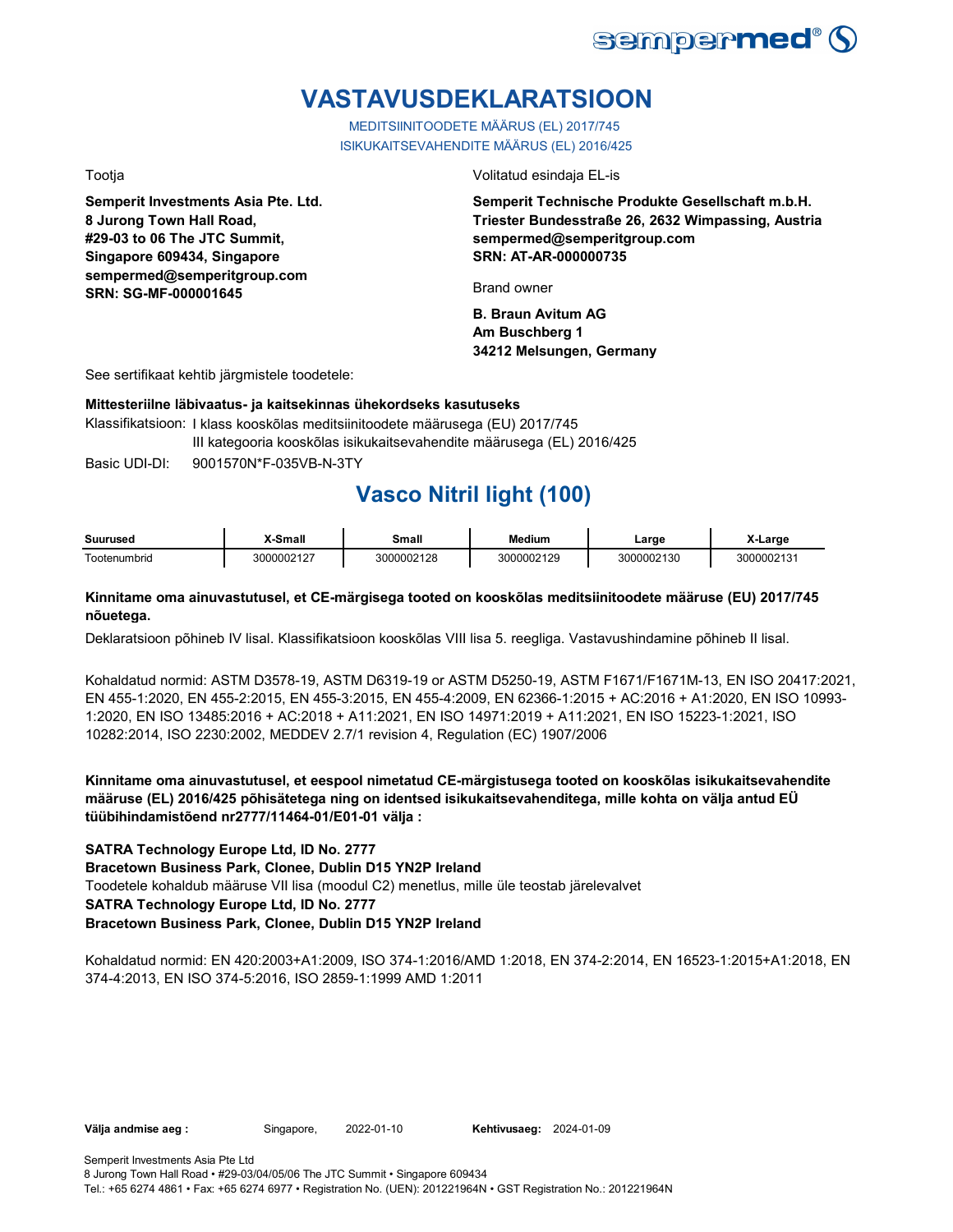# VASTAVUSDEKLARATSIOON

MEDITSIINITOODETE MÄÄRUS (EL) 2017/745
ISIKUKAITSEVAHENDITE MÄÄRUS (EL) 2016/425

Tootja

**Semperit Investments Asia Pte. Ltd.**
**8 Jurong Town Hall Road,**
**#29-03 to 06 The JTC Summit,**
**Singapore 609434, Singapore**
**sempermed@semperitgroup.com**
**SRN: SG-MF-000001645**

Volitatud esindaja EL-is

**Semperit Technische Produkte Gesellschaft m.b.H.**
**Triester Bundesstraße 26, 2632 Wimpassing, Austria**
**sempermed@semperitgroup.com**
**SRN: AT-AR-000000735**

Brand owner

**B. Braun Avitum AG**
**Am Buschberg 1**
**34212 Melsungen, Germany**

See sertifikaat kehtib järgmistele toodetele:

**Mittesteriilne läbivaatus- ja kaitsekinnas ühekordseks kasutuseks**

Klassifikatsioon: I klass kooskõlas meditsiinitoodete määrusega (EU) 2017/745
III kategooria kooskõlas isikukaitsevahendite määrusega (EL) 2016/425

Basic UDI-DI: 9001570N*F-035VB-N-3TY

## Vasco Nitril light (100)

| Suurused | X-Small | Small | Medium | Large | X-Large |
|---|---|---|---|---|---|
| Tootenumbrid | 3000002127 | 3000002128 | 3000002129 | 3000002130 | 3000002131 |

**Kinnitame oma ainuvastutusel, et CE-märgisega tooted on kooskõlas meditsiinitoodete määruse (EU) 2017/745 nõuetega.**

Deklaratsioon põhineb IV lisal. Klassifikatsioon kooskõlas VIII lisa 5. reegliga. Vastavushindamine põhineb II lisal.

Kohaldatud normid: ASTM D3578-19, ASTM D6319-19 or ASTM D5250-19, ASTM F1671/F1671M-13, EN ISO 20417:2021, EN 455-1:2020, EN 455-2:2015, EN 455-3:2015, EN 455-4:2009, EN 62366-1:2015 + AC:2016 + A1:2020, EN ISO 10993-1:2020, EN ISO 13485:2016 + AC:2018 + A11:2021, EN ISO 14971:2019 + A11:2021, EN ISO 15223-1:2021, ISO 10282:2014, ISO 2230:2002, MEDDEV 2.7/1 revision 4, Regulation (EC) 1907/2006

**Kinnitame oma ainuvastutusel, et eespool nimetatud CE-märgistusega tooted on kooskõlas isikukaitsevahendite määruse (EL) 2016/425 põhisätetega ning on identsed isikukaitsevahenditega, mille kohta on välja antud EÜ tüübihindamistõend nr2777/11464-01/E01-01 välja :**

**SATRA Technology Europe Ltd, ID No. 2777**
**Bracetown Business Park, Clonee, Dublin D15 YN2P Ireland**
Toodetele kohaldub määruse VII lisa (moodul C2) menetlus, mille üle teostab järelevalvet
**SATRA Technology Europe Ltd, ID No. 2777**
**Bracetown Business Park, Clonee, Dublin D15 YN2P Ireland**

Kohaldatud normid: EN 420:2003+A1:2009, ISO 374-1:2016/AMD 1:2018, EN 374-2:2014, EN 16523-1:2015+A1:2018, EN 374-4:2013, EN ISO 374-5:2016, ISO 2859-1:1999 AMD 1:2011

**Välja andmise aeg :** Singapore, 2022-01-10 **Kehtivusaeg:** 2024-01-09

Semperit Investments Asia Pte Ltd
8 Jurong Town Hall Road • #29-03/04/05/06 The JTC Summit • Singapore 609434
Tel.: +65 6274 4861 • Fax: +65 6274 6977 • Registration No. (UEN): 201221964N • GST Registration No.: 201221964N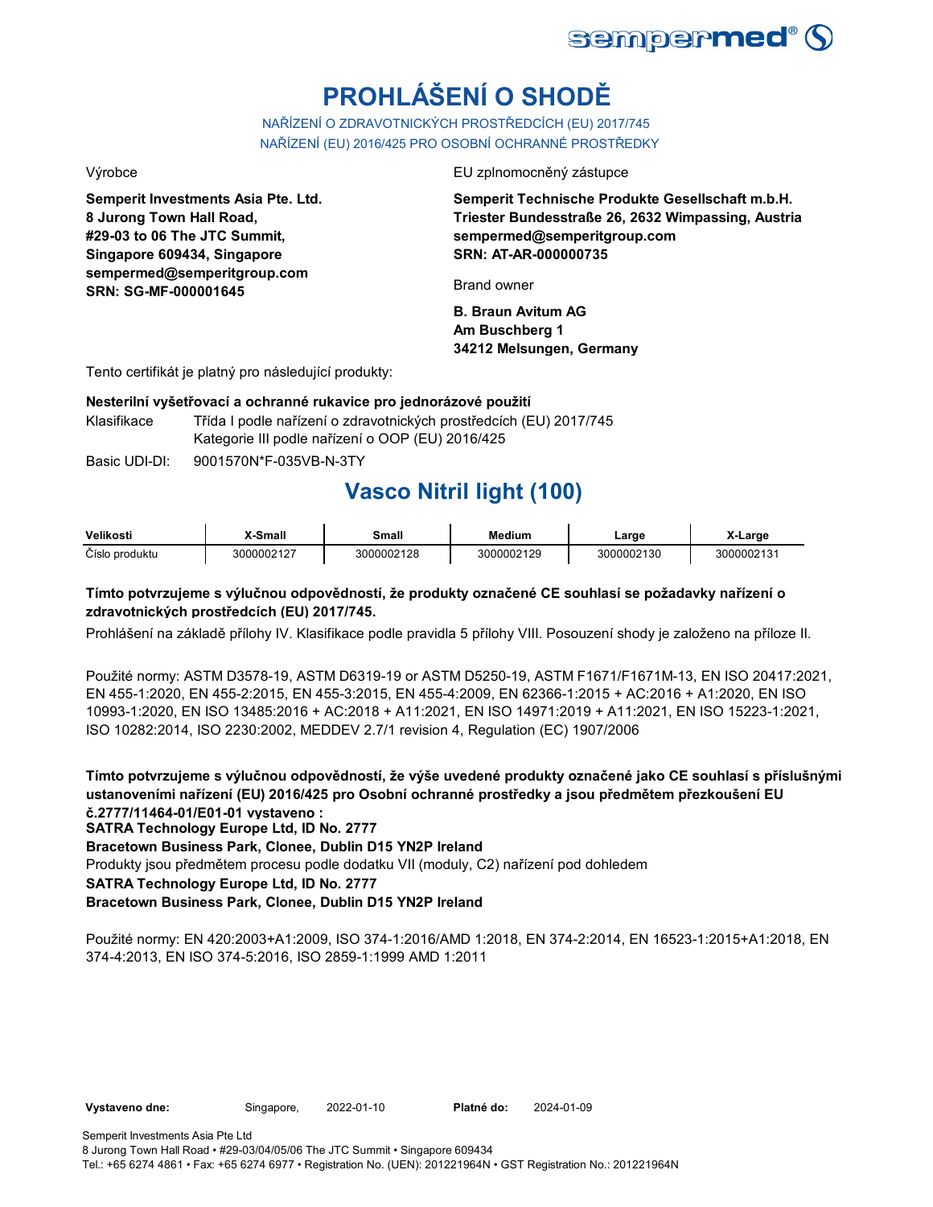# PROHLÁŠENÍ O SHODĚ

NAŘÍZENÍ O ZDRAVOTNICKÝCH PROSTŘEDCÍCH (EU) 2017/745
NAŘÍZENÍ (EU) 2016/425 PRO OSOBNÍ OCHRANNÉ PROSTŘEDKY

Výrobce

**Semperit Investments Asia Pte. Ltd.**
**8 Jurong Town Hall Road,**
**#29-03 to 06 The JTC Summit,**
**Singapore 609434, Singapore**
**sempermed@semperitgroup.com**
**SRN: SG-MF-000001645**

EU zplnomocněný zástupce

**Semperit Technische Produkte Gesellschaft m.b.H.**
**Triester Bundesstraße 26, 2632 Wimpassing, Austria**
**sempermed@semperitgroup.com**
**SRN: AT-AR-000000735**

Brand owner

**B. Braun Avitum AG**
**Am Buschberg 1**
**34212 Melsungen, Germany**

Tento certifikát je platný pro následující produkty:

**Nesterilní vyšetřovací a ochranné rukavice pro jednorázové použití**

Klasifikace: Třída I podle nařízení o zdravotnických prostředcích (EU) 2017/745
Kategorie III podle nařízení o OOP (EU) 2016/425

Basic UDI-DI: 9001570N*F-035VB-N-3TY

## Vasco Nitril light (100)

| Velikosti | X-Small | Small | Medium | Large | X-Large |
|---|---|---|---|---|---|
| Číslo produktu | 3000002127 | 3000002128 | 3000002129 | 3000002130 | 3000002131 |

**Tímto potvrzujeme s výlučnou odpovědností, že produkty označené CE souhlasí se požadavky nařízení o zdravotnických prostředcích (EU) 2017/745.**

Prohlášení na základě přílohy IV. Klasifikace podle pravidla 5 přílohy VIII. Posouzení shody je založeno na příloze II.

Použité normy: ASTM D3578-19, ASTM D6319-19 or ASTM D5250-19, ASTM F1671/F1671M-13, EN ISO 20417:2021, EN 455-1:2020, EN 455-2:2015, EN 455-3:2015, EN 455-4:2009, EN 62366-1:2015 + AC:2016 + A1:2020, EN ISO 10993-1:2020, EN ISO 13485:2016 + AC:2018 + A11:2021, EN ISO 14971:2019 + A11:2021, EN ISO 15223-1:2021, ISO 10282:2014, ISO 2230:2002, MEDDEV 2.7/1 revision 4, Regulation (EC) 1907/2006

**Tímto potvrzujeme s výlučnou odpovědností, že výše uvedené produkty označené jako CE souhlasí s příslušnými ustanoveními nařízení (EU) 2016/425 pro Osobní ochranné prostředky a jsou předmětem přezkoušení EU č.2777/11464-01/E01-01 vystaveno :**
**SATRA Technology Europe Ltd, ID No. 2777**
**Bracetown Business Park, Clonee, Dublin D15 YN2P Ireland**
Produkty jsou předmětem procesu podle dodatku VII (moduly, C2) nařízení pod dohledem
**SATRA Technology Europe Ltd, ID No. 2777**
**Bracetown Business Park, Clonee, Dublin D15 YN2P Ireland**

Použité normy: EN 420:2003+A1:2009, ISO 374-1:2016/AMD 1:2018, EN 374-2:2014, EN 16523-1:2015+A1:2018, EN 374-4:2013, EN ISO 374-5:2016, ISO 2859-1:1999 AMD 1:2011

**Vystaveno dne:** Singapore, 2022-01-10 **Platné do:** 2024-01-09

Semperit Investments Asia Pte Ltd
8 Jurong Town Hall Road • #29-03/04/05/06 The JTC Summit • Singapore 609434
Tel.: +65 6274 4861 • Fax: +65 6274 6977 • Registration No. (UEN): 201221964N • GST Registration No.: 201221964N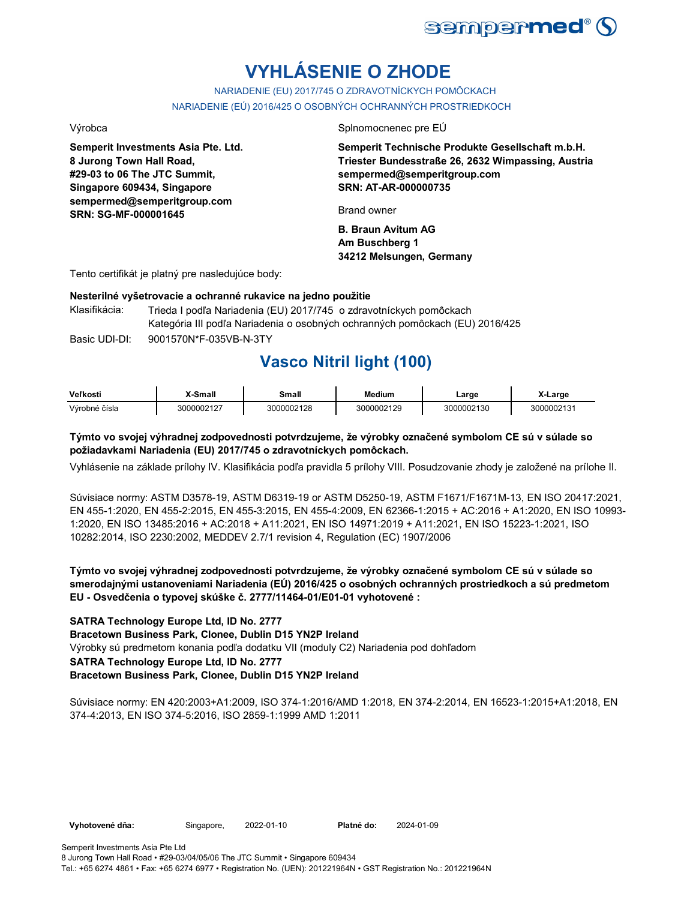# VYHLÁSENIE O ZHODE

NARIADENIE (EU) 2017/745 O ZDRAVOTNÍCKYCH POMÔCKACH

NARIADENIE (EÚ) 2016/425 O OSOBNÝCH OCHRANNÝCH PROSTRIEDKOCH

Výrobca

**Semperit Investments Asia Pte. Ltd.**
**8 Jurong Town Hall Road,**
**#29-03 to 06 The JTC Summit,**
**Singapore 609434, Singapore**
**sempermed@semperitgroup.com**
**SRN: SG-MF-000001645**

Splnomocnenec pre EÚ

**Semperit Technische Produkte Gesellschaft m.b.H.**
**Triester Bundesstraße 26, 2632 Wimpassing, Austria**
**sempermed@semperitgroup.com**
**SRN: AT-AR-000000735**

Brand owner

**B. Braun Avitum AG**
**Am Buschberg 1**
**34212 Melsungen, Germany**

Tento certifikát je platný pre nasledujúce body:

**Nesterilné vyšetrovacie a ochranné rukavice na jedno použitie**

Klasifikácia: Trieda I podľa Nariadenia (EU) 2017/745 o zdravotníckych pomôckach
Kategória III podľa Nariadenia o osobných ochranných pomôckach (EU) 2016/425

Basic UDI-DI: 9001570N*F-035VB-N-3TY

## Vasco Nitril light (100)

| Veľkosti | X-Small | Small | Medium | Large | X-Large |
|---|---|---|---|---|---|
| Výrobné čísla | 3000002127 | 3000002128 | 3000002129 | 3000002130 | 3000002131 |

**Týmto vo svojej výhradnej zodpovednosti potvrdzujeme, že výrobky označené symbolom CE sú v súlade so požiadavkami Nariadenia (EU) 2017/745 o zdravotníckych pomôckach.**

Vyhlásenie na základe prílohy IV. Klasifikácia podľa pravidla 5 prílohy VIII. Posudzovanie zhody je založené na prílohe II.

Súvisiace normy: ASTM D3578-19, ASTM D6319-19 or ASTM D5250-19, ASTM F1671/F1671M-13, EN ISO 20417:2021, EN 455-1:2020, EN 455-2:2015, EN 455-3:2015, EN 455-4:2009, EN 62366-1:2015 + AC:2016 + A1:2020, EN ISO 10993-1:2020, EN ISO 13485:2016 + AC:2018 + A11:2021, EN ISO 14971:2019 + A11:2021, EN ISO 15223-1:2021, ISO 10282:2014, ISO 2230:2002, MEDDEV 2.7/1 revision 4, Regulation (EC) 1907/2006

**Týmto vo svojej výhradnej zodpovednosti potvrdzujeme, že výrobky označené symbolom CE sú v súlade so smerodajnými ustanoveniami Nariadenia (EÚ) 2016/425 o osobných ochranných prostriedkoch a sú predmetom EU - Osvedčenia o typovej skúške č. 2777/11464-01/E01-01 vyhotovené :**

**SATRA Technology Europe Ltd, ID No. 2777**
**Bracetown Business Park, Clonee, Dublin D15 YN2P Ireland**
Výrobky sú predmetom konania podľa dodatku VII (moduly C2) Nariadenia pod dohľadom
**SATRA Technology Europe Ltd, ID No. 2777**
**Bracetown Business Park, Clonee, Dublin D15 YN2P Ireland**

Súvisiace normy: EN 420:2003+A1:2009, ISO 374-1:2016/AMD 1:2018, EN 374-2:2014, EN 16523-1:2015+A1:2018, EN 374-4:2013, EN ISO 374-5:2016, ISO 2859-1:1999 AMD 1:2011

**Vyhotovené dňa:** Singapore, 2022-01-10 **Platné do:** 2024-01-09

Semperit Investments Asia Pte Ltd
8 Jurong Town Hall Road • #29-03/04/05/06 The JTC Summit • Singapore 609434
Tel.: +65 6274 4861 • Fax: +65 6274 6977 • Registration No. (UEN): 201221964N • GST Registration No.: 201221964N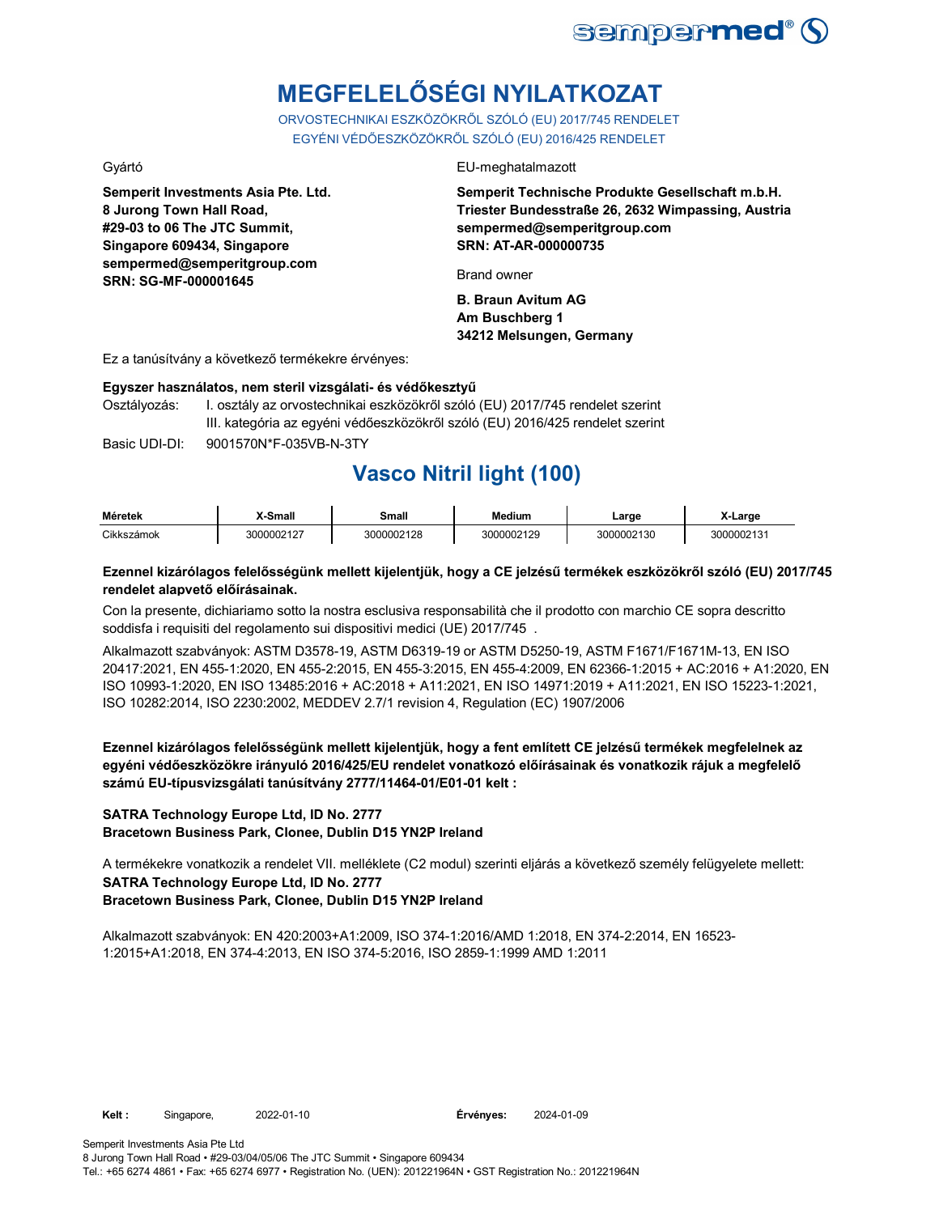# MEGFELELŐSÉGI NYILATKOZAT

ORVOSTECHNIKAI ESZKÖZÖKRŐL SZÓLÓ (EU) 2017/745 RENDELET
EGYÉNI VÉDŐESZKÖZÖKRŐL SZÓLÓ (EU) 2016/425 RENDELET

Gyártó

**Semperit Investments Asia Pte. Ltd.**
**8 Jurong Town Hall Road,**
**#29-03 to 06 The JTC Summit,**
**Singapore 609434, Singapore**
**sempermed@semperitgroup.com**
**SRN: SG-MF-000001645**

EU-meghatalmazott

**Semperit Technische Produkte Gesellschaft m.b.H.**
**Triester Bundesstraße 26, 2632 Wimpassing, Austria**
**sempermed@semperitgroup.com**
**SRN: AT-AR-000000735**

Brand owner

**B. Braun Avitum AG**
**Am Buschberg 1**
**34212 Melsungen, Germany**

Ez a tanúsítvány a következő termékekre érvényes:

**Egyszer használatos, nem steril vizsgálati- és védőkesztyű**

Osztályozás: I. osztály az orvostechnikai eszközökről szóló (EU) 2017/745 rendelet szerint
III. kategória az egyéni védőeszközökről szóló (EU) 2016/425 rendelet szerint

Basic UDI-DI: 9001570N*F-035VB-N-3TY

## Vasco Nitril light (100)

| Méretek | X-Small | Small | Medium | Large | X-Large |
|---|---|---|---|---|---|
| Cikkszámok | 3000002127 | 3000002128 | 3000002129 | 3000002130 | 3000002131 |

**Ezennel kizárólagos felelősségünk mellett kijelentjük, hogy a CE jelzésű termékek eszközökről szóló (EU) 2017/745 rendelet alapvető előírásainak.**

Con la presente, dichiariamo sotto la nostra esclusiva responsabilità che il prodotto con marchio CE sopra descritto soddisfa i requisiti del regolamento sui dispositivi medici (UE) 2017/745 .

Alkalmazott szabványok: ASTM D3578-19, ASTM D6319-19 or ASTM D5250-19, ASTM F1671/F1671M-13, EN ISO 20417:2021, EN 455-1:2020, EN 455-2:2015, EN 455-3:2015, EN 455-4:2009, EN 62366-1:2015 + AC:2016 + A1:2020, EN ISO 10993-1:2020, EN ISO 13485:2016 + AC:2018 + A11:2021, EN ISO 14971:2019 + A11:2021, EN ISO 15223-1:2021, ISO 10282:2014, ISO 2230:2002, MEDDEV 2.7/1 revision 4, Regulation (EC) 1907/2006

**Ezennel kizárólagos felelősségünk mellett kijelentjük, hogy a fent említett CE jelzésű termékek megfelelnek az egyéni védőeszközökre irányuló 2016/425/EU rendelet vonatkozó előírásainak és vonatkozik rájuk a megfelelő számú EU-típusvizsgálati tanúsítvány 2777/11464-01/E01-01 kelt :**

**SATRA Technology Europe Ltd, ID No. 2777**
**Bracetown Business Park, Clonee, Dublin D15 YN2P Ireland**

A termékekre vonatkozik a rendelet VII. melléklete (C2 modul) szerinti eljárás a következő személy felügyelete mellett:
**SATRA Technology Europe Ltd, ID No. 2777**
**Bracetown Business Park, Clonee, Dublin D15 YN2P Ireland**

Alkalmazott szabványok: EN 420:2003+A1:2009, ISO 374-1:2016/AMD 1:2018, EN 374-2:2014, EN 16523-1:2015+A1:2018, EN 374-4:2013, EN ISO 374-5:2016, ISO 2859-1:1999 AMD 1:2011

**Kelt :** Singapore, 2022-01-10 **Érvényes:** 2024-01-09

Semperit Investments Asia Pte Ltd
8 Jurong Town Hall Road • #29-03/04/05/06 The JTC Summit • Singapore 609434
Tel.: +65 6274 4861 • Fax: +65 6274 6977 • Registration No. (UEN): 201221964N • GST Registration No.: 201221964N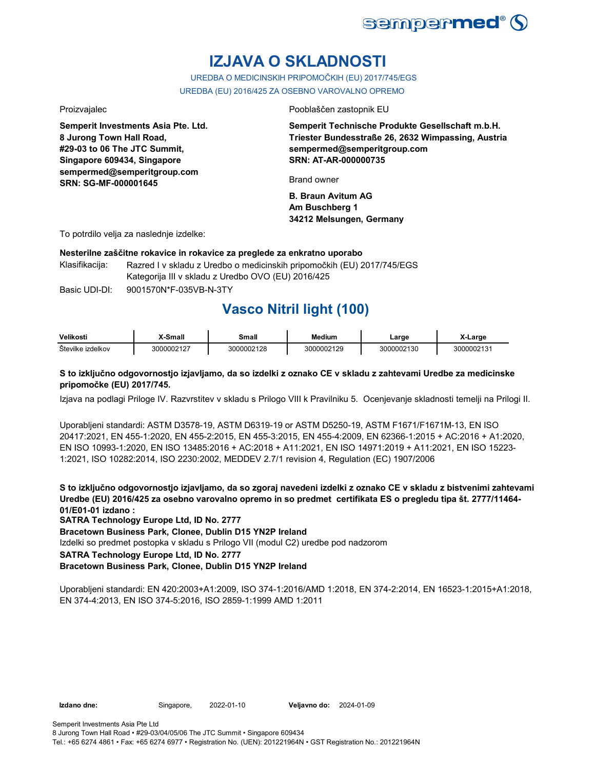# IZJAVA O SKLADNOSTI

UREDBA O MEDICINSKIH PRIPOMOČKIH (EU) 2017/745/EGS

UREDBA (EU) 2016/425 ZA OSEBNO VAROVALNO OPREMO

Proizvajalec

**Semperit Investments Asia Pte. Ltd.**
**8 Jurong Town Hall Road,**
**#29-03 to 06 The JTC Summit,**
**Singapore 609434, Singapore**
**sempermed@semperitgroup.com**
**SRN: SG-MF-000001645**

Pooblaščen zastopnik EU

**Semperit Technische Produkte Gesellschaft m.b.H.**
**Triester Bundesstraße 26, 2632 Wimpassing, Austria**
**sempermed@semperitgroup.com**
**SRN: AT-AR-000000735**

Brand owner

**B. Braun Avitum AG**
**Am Buschberg 1**
**34212 Melsungen, Germany**

To potrdilo velja za naslednje izdelke:

**Nesterilne zaščitne rokavice in rokavice za preglede za enkratno uporabo**

Klasifikacija: Razred I v skladu z Uredbo o medicinskih pripomočkih (EU) 2017/745/EGS
Kategorija III v skladu z Uredbo OVO (EU) 2016/425

Basic UDI-DI: 9001570N*F-035VB-N-3TY

## Vasco Nitril light (100)

| Velikosti | X-Small | Small | Medium | Large | X-Large |
|---|---|---|---|---|---|
| Številke izdelkov | 3000002127 | 3000002128 | 3000002129 | 3000002130 | 3000002131 |

**S to izključno odgovornostjo izjavljamo, da so izdelki z oznako CE v skladu z zahtevami Uredbe za medicinske pripomočke (EU) 2017/745.**

Izjava na podlagi Priloge IV. Razvrstitev v skladu s Prilogo VIII k Pravilniku 5. Ocenjevanje skladnosti temelji na Prilogi II.

Uporabljeni standardi: ASTM D3578-19, ASTM D6319-19 or ASTM D5250-19, ASTM F1671/F1671M-13, EN ISO 20417:2021, EN 455-1:2020, EN 455-2:2015, EN 455-3:2015, EN 455-4:2009, EN 62366-1:2015 + AC:2016 + A1:2020, EN ISO 10993-1:2020, EN ISO 13485:2016 + AC:2018 + A11:2021, EN ISO 14971:2019 + A11:2021, EN ISO 15223-1:2021, ISO 10282:2014, ISO 2230:2002, MEDDEV 2.7/1 revision 4, Regulation (EC) 1907/2006

**S to izključno odgovornostjo izjavljamo, da so zgoraj navedeni izdelki z oznako CE v skladu z bistvenimi zahtevami Uredbe (EU) 2016/425 za osebno varovalno opremo in so predmet certifikata ES o pregledu tipa št. 2777/11464-01/E01-01 izdano :**
**SATRA Technology Europe Ltd, ID No. 2777**
**Bracetown Business Park, Clonee, Dublin D15 YN2P Ireland**
Izdelki so predmet postopka v skladu s Prilogo VII (modul C2) uredbe pod nadzorom
**SATRA Technology Europe Ltd, ID No. 2777**
**Bracetown Business Park, Clonee, Dublin D15 YN2P Ireland**

Uporabljeni standardi: EN 420:2003+A1:2009, ISO 374-1:2016/AMD 1:2018, EN 374-2:2014, EN 16523-1:2015+A1:2018, EN 374-4:2013, EN ISO 374-5:2016, ISO 2859-1:1999 AMD 1:2011

**Izdano dne:** Singapore, 2022-01-10 **Veljavno do:** 2024-01-09

Semperit Investments Asia Pte Ltd
8 Jurong Town Hall Road • #29-03/04/05/06 The JTC Summit • Singapore 609434
Tel.: +65 6274 4861 • Fax: +65 6274 6977 • Registration No. (UEN): 201221964N • GST Registration No.: 201221964N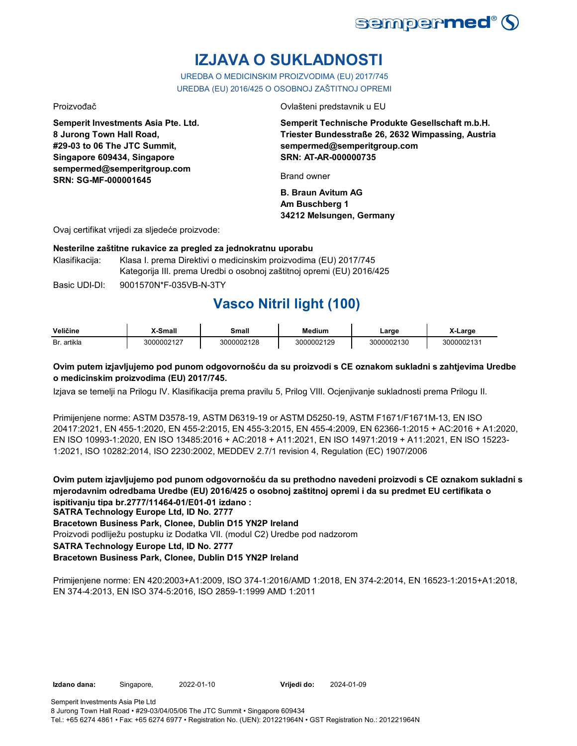# IZJAVA O SUKLADNOSTI

UREDBA O MEDICINSKIM PROIZVODIMA (EU) 2017/745
UREDBA (EU) 2016/425 O OSOBNOJ ZAŠTITNOJ OPREMI

Proizvođač

**Semperit Investments Asia Pte. Ltd.**
**8 Jurong Town Hall Road,**
**#29-03 to 06 The JTC Summit,**
**Singapore 609434, Singapore**
**sempermed@semperitgroup.com**
**SRN: SG-MF-000001645**

Ovlašteni predstavnik u EU

**Semperit Technische Produkte Gesellschaft m.b.H.**
**Triester Bundesstraße 26, 2632 Wimpassing, Austria**
**sempermed@semperitgroup.com**
**SRN: AT-AR-000000735**

Brand owner

**B. Braun Avitum AG**
**Am Buschberg 1**
**34212 Melsungen, Germany**

Ovaj certifikat vrijedi za sljedeće proizvode:

**Nesterilne zaštitne rukavice za pregled za jednokratnu uporabu**

Klasifikacija: Klasa I. prema Direktivi o medicinskim proizvodima (EU) 2017/745
Kategorija III. prema Uredbi o osobnoj zaštitnoj opremi (EU) 2016/425

Basic UDI-DI: 9001570N*F-035VB-N-3TY

## Vasco Nitril light (100)

| Veličine | X-Small | Small | Medium | Large | X-Large |
|---|---|---|---|---|---|
| Br. artikla | 3000002127 | 3000002128 | 3000002129 | 3000002130 | 3000002131 |

**Ovim putem izjavljujemo pod punom odgovornošću da su proizvodi s CE oznakom sukladni s zahtjevima Uredbe o medicinskim proizvodima (EU) 2017/745.**

Izjava se temelji na Prilogu IV. Klasifikacija prema pravilu 5, Prilog VIII. Ocjenjivanje sukladnosti prema Prilogu II.

Primijenjene norme: ASTM D3578-19, ASTM D6319-19 or ASTM D5250-19, ASTM F1671/F1671M-13, EN ISO 20417:2021, EN 455-1:2020, EN 455-2:2015, EN 455-3:2015, EN 455-4:2009, EN 62366-1:2015 + AC:2016 + A1:2020, EN ISO 10993-1:2020, EN ISO 13485:2016 + AC:2018 + A11:2021, EN ISO 14971:2019 + A11:2021, EN ISO 15223-1:2021, ISO 10282:2014, ISO 2230:2002, MEDDEV 2.7/1 revision 4, Regulation (EC) 1907/2006

**Ovim putem izjavljujemo pod punom odgovornošću da su prethodno navedeni proizvodi s CE oznakom sukladni s mjerodavnim odredbama Uredbe (EU) 2016/425 o osobnoj zaštitnoj opremi i da su predmet EU certifikata o ispitivanju tipa br.2777/11464-01/E01-01 izdano :**
**SATRA Technology Europe Ltd, ID No. 2777**
**Bracetown Business Park, Clonee, Dublin D15 YN2P Ireland**
Proizvodi podliježu postupku iz Dodatka VII. (modul C2) Uredbe pod nadzorom
**SATRA Technology Europe Ltd, ID No. 2777**
**Bracetown Business Park, Clonee, Dublin D15 YN2P Ireland**

Primijenjene norme: EN 420:2003+A1:2009, ISO 374-1:2016/AMD 1:2018, EN 374-2:2014, EN 16523-1:2015+A1:2018, EN 374-4:2013, EN ISO 374-5:2016, ISO 2859-1:1999 AMD 1:2011

**Izdano dana:** Singapore, 2022-01-10 **Vrijedi do:** 2024-01-09

Semperit Investments Asia Pte Ltd
8 Jurong Town Hall Road • #29-03/04/05/06 The JTC Summit • Singapore 609434
Tel.: +65 6274 4861 • Fax: +65 6274 6977 • Registration No. (UEN): 201221964N • GST Registration No.: 201221964N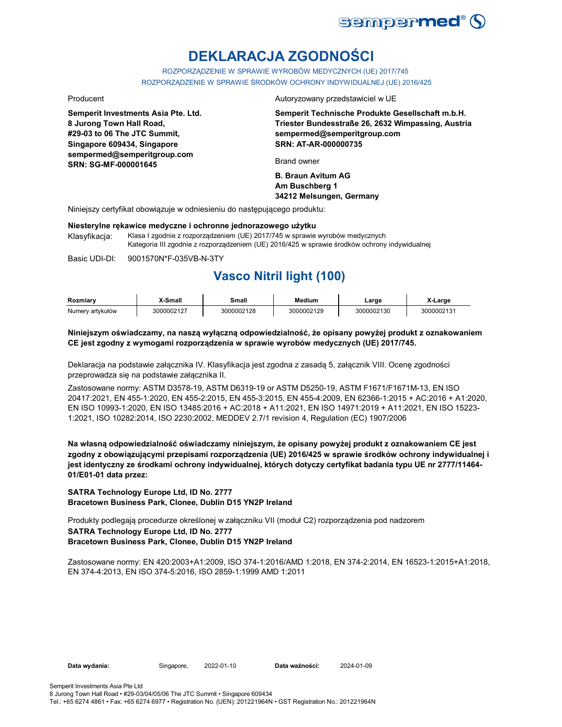# DEKLARACJA ZGODNOŚCI

ROZPORZĄDZENIE W SPRAWIE WYROBÓW MEDYCZNYCH (UE) 2017/745
ROZPORZĄDZENIE W SPRAWIE ŚRODKÓW OCHRONY INDYWIDUALNEJ (UE) 2016/425

Producent

**Semperit Investments Asia Pte. Ltd.**
**8 Jurong Town Hall Road,**
**#29-03 to 06 The JTC Summit,**
**Singapore 609434, Singapore**
**sempermed@semperitgroup.com**
**SRN: SG-MF-000001645**

Autoryzowany przedstawiciel w UE

**Semperit Technische Produkte Gesellschaft m.b.H.**
**Triester Bundesstraße 26, 2632 Wimpassing, Austria**
**sempermed@semperitgroup.com**
**SRN: AT-AR-000000735**

Brand owner

**B. Braun Avitum AG**
**Am Buschberg 1**
**34212 Melsungen, Germany**

Niniejszy certyfikat obowiązuje w odniesieniu do następującego produktu:

**Niesterylne rękawice medyczne i ochronne jednorazowego użytku**

Klasyfikacja: Klasa I zgodnie z rozporządzeniem (UE) 2017/745 w sprawie wyrobów medycznych
Kategoria III zgodnie z rozporządzeniem (UE) 2016/425 w sprawie środków ochrony indywidualnej

Basic UDI-DI: 9001570N*F-035VB-N-3TY

## Vasco Nitril light (100)

| Rozmiary | X-Small | Small | Medium | Large | X-Large |
|---|---|---|---|---|---|
| Numery artykułów | 3000002127 | 3000002128 | 3000002129 | 3000002130 | 3000002131 |

**Niniejszym oświadczamy, na naszą wyłączną odpowiedzialność, że opisany powyżej produkt z oznakowaniem CE jest zgodny z wymogami rozporządzenia w sprawie wyrobów medycznych (UE) 2017/745.**

Deklaracja na podstawie załącznika IV. Klasyfikacja jest zgodna z zasadą 5, załącznik VIII. Ocenę zgodności przeprowadza się na podstawie załącznika II.

Zastosowane normy: ASTM D3578-19, ASTM D6319-19 or ASTM D5250-19, ASTM F1671/F1671M-13, EN ISO 20417:2021, EN 455-1:2020, EN 455-2:2015, EN 455-3:2015, EN 455-4:2009, EN 62366-1:2015 + AC:2016 + A1:2020, EN ISO 10993-1:2020, EN ISO 13485:2016 + AC:2018 + A11:2021, EN ISO 14971:2019 + A11:2021, EN ISO 15223-1:2021, ISO 10282:2014, ISO 2230:2002, MEDDEV 2.7/1 revision 4, Regulation (EC) 1907/2006

**Na własną odpowiedzialność oświadczamy niniejszym, że opisany powyżej produkt z oznakowaniem CE jest zgodny z obowiązującymi przepisami rozporządzenia (UE) 2016/425 w sprawie środków ochrony indywidualnej i jest identyczny ze środkami ochrony indywidualnej, których dotyczy certyfikat badania typu UE nr 2777/11464-01/E01-01 data przez:**

**SATRA Technology Europe Ltd, ID No. 2777**
**Bracetown Business Park, Clonee, Dublin D15 YN2P Ireland**

Produkty podlegają procedurze określonej w załączniku VII (moduł C2) rozporządzenia pod nadzorem
**SATRA Technology Europe Ltd, ID No. 2777**
**Bracetown Business Park, Clonee, Dublin D15 YN2P Ireland**

Zastosowane normy: EN 420:2003+A1:2009, ISO 374-1:2016/AMD 1:2018, EN 374-2:2014, EN 16523-1:2015+A1:2018, EN 374-4:2013, EN ISO 374-5:2016, ISO 2859-1:1999 AMD 1:2011

**Data wydania:** Singapore, 2022-01-10 **Data ważności:** 2024-01-09

Semperit Investments Asia Pte Ltd
8 Jurong Town Hall Road • #29-03/04/05/06 The JTC Summit • Singapore 609434
Tel.: +65 6274 4861 • Fax: +65 6274 6977 • Registration No. (UEN): 201221964N • GST Registration No.: 201221964N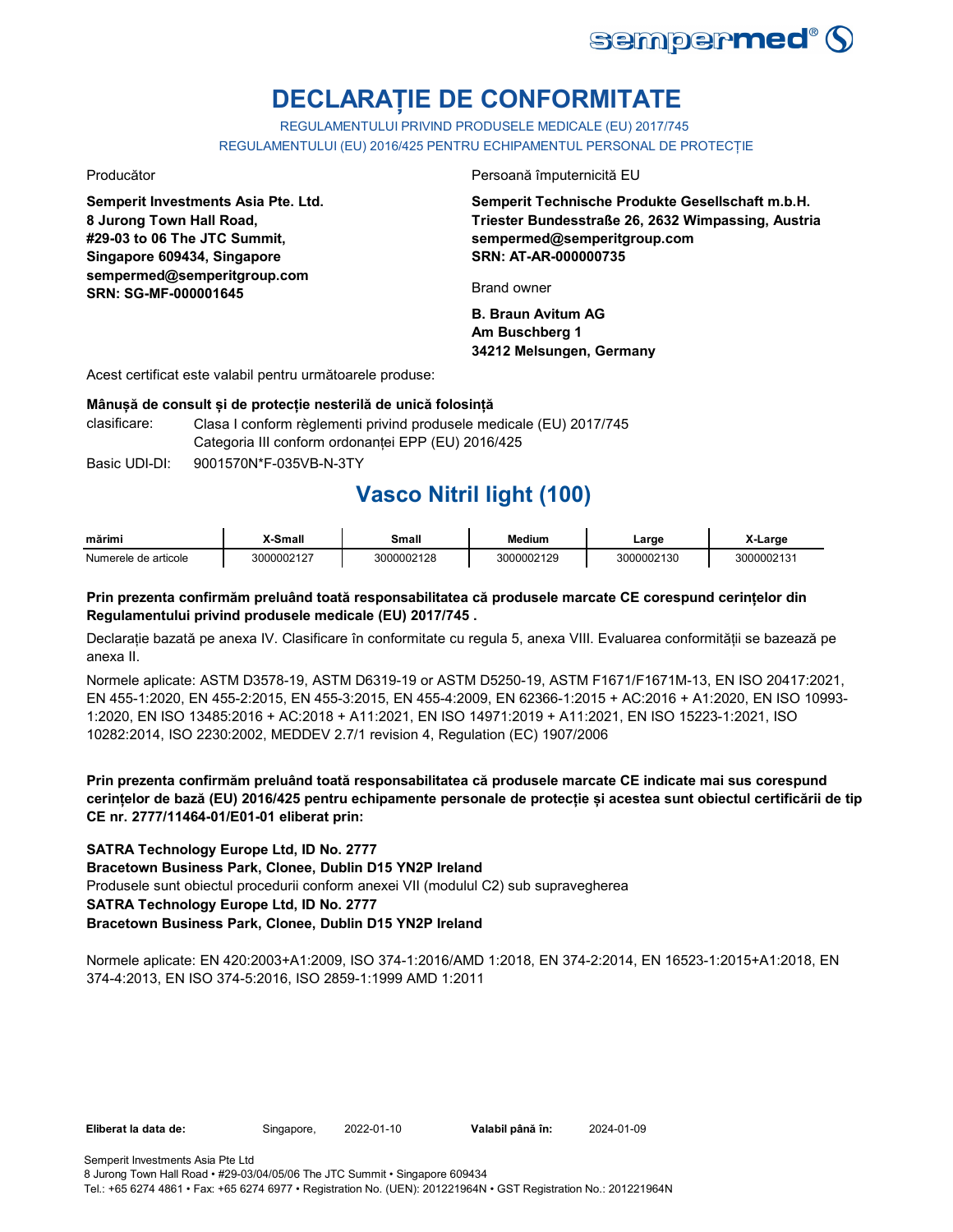# DECLARAȚIE DE CONFORMITATE

REGULAMENTULUI PRIVIND PRODUSELE MEDICALE (EU) 2017/745

REGULAMENTULUI (EU) 2016/425 PENTRU ECHIPAMENTUL PERSONAL DE PROTECȚIE

Producător

**Semperit Investments Asia Pte. Ltd.**
**8 Jurong Town Hall Road,**
**#29-03 to 06 The JTC Summit,**
**Singapore 609434, Singapore**
**sempermed@semperitgroup.com**
**SRN: SG-MF-000001645**

Persoană împuternicită EU

**Semperit Technische Produkte Gesellschaft m.b.H.**
**Triester Bundesstraße 26, 2632 Wimpassing, Austria**
**sempermed@semperitgroup.com**
**SRN: AT-AR-000000735**

Brand owner

**B. Braun Avitum AG**
**Am Buschberg 1**
**34212 Melsungen, Germany**

Acest certificat este valabil pentru următoarele produse:

**Mânușă de consult și de protecție nesterilă de unică folosință**

clasificare: Clasa I conform règlementi privind produsele medicale (EU) 2017/745
Categoria III conform ordonanței EPP (EU) 2016/425

Basic UDI-DI: 9001570N*F-035VB-N-3TY

## Vasco Nitril light (100)

| mărimi | X-Small | Small | Medium | Large | X-Large |
|---|---|---|---|---|---|
| Numerele de articole | 3000002127 | 3000002128 | 3000002129 | 3000002130 | 3000002131 |

**Prin prezenta confirmăm preluând toată responsabilitatea că produsele marcate CE corespund cerințelor din Regulamentului privind produsele medicale (EU) 2017/745 .**

Declarație bazată pe anexa IV. Clasificare în conformitate cu regula 5, anexa VIII. Evaluarea conformității se bazează pe anexa II.

Normele aplicate: ASTM D3578-19, ASTM D6319-19 or ASTM D5250-19, ASTM F1671/F1671M-13, EN ISO 20417:2021, EN 455-1:2020, EN 455-2:2015, EN 455-3:2015, EN 455-4:2009, EN 62366-1:2015 + AC:2016 + A1:2020, EN ISO 10993-1:2020, EN ISO 13485:2016 + AC:2018 + A11:2021, EN ISO 14971:2019 + A11:2021, EN ISO 15223-1:2021, ISO 10282:2014, ISO 2230:2002, MEDDEV 2.7/1 revision 4, Regulation (EC) 1907/2006

**Prin prezenta confirmăm preluând toată responsabilitatea că produsele marcate CE indicate mai sus corespund cerințelor de bază (EU) 2016/425 pentru echipamente personale de protecție și acestea sunt obiectul certificării de tip CE nr. 2777/11464-01/E01-01 eliberat prin:**

**SATRA Technology Europe Ltd, ID No. 2777**
**Bracetown Business Park, Clonee, Dublin D15 YN2P Ireland**
Produsele sunt obiectul procedurii conform anexei VII (modulul C2) sub supravegherea
**SATRA Technology Europe Ltd, ID No. 2777**
**Bracetown Business Park, Clonee, Dublin D15 YN2P Ireland**

Normele aplicate: EN 420:2003+A1:2009, ISO 374-1:2016/AMD 1:2018, EN 374-2:2014, EN 16523-1:2015+A1:2018, EN 374-4:2013, EN ISO 374-5:2016, ISO 2859-1:1999 AMD 1:2011

**Eliberat la data de:** Singapore, 2022-01-10 **Valabil până în:** 2024-01-09

Semperit Investments Asia Pte Ltd
8 Jurong Town Hall Road • #29-03/04/05/06 The JTC Summit • Singapore 609434
Tel.: +65 6274 4861 • Fax: +65 6274 6977 • Registration No. (UEN): 201221964N • GST Registration No.: 201221964N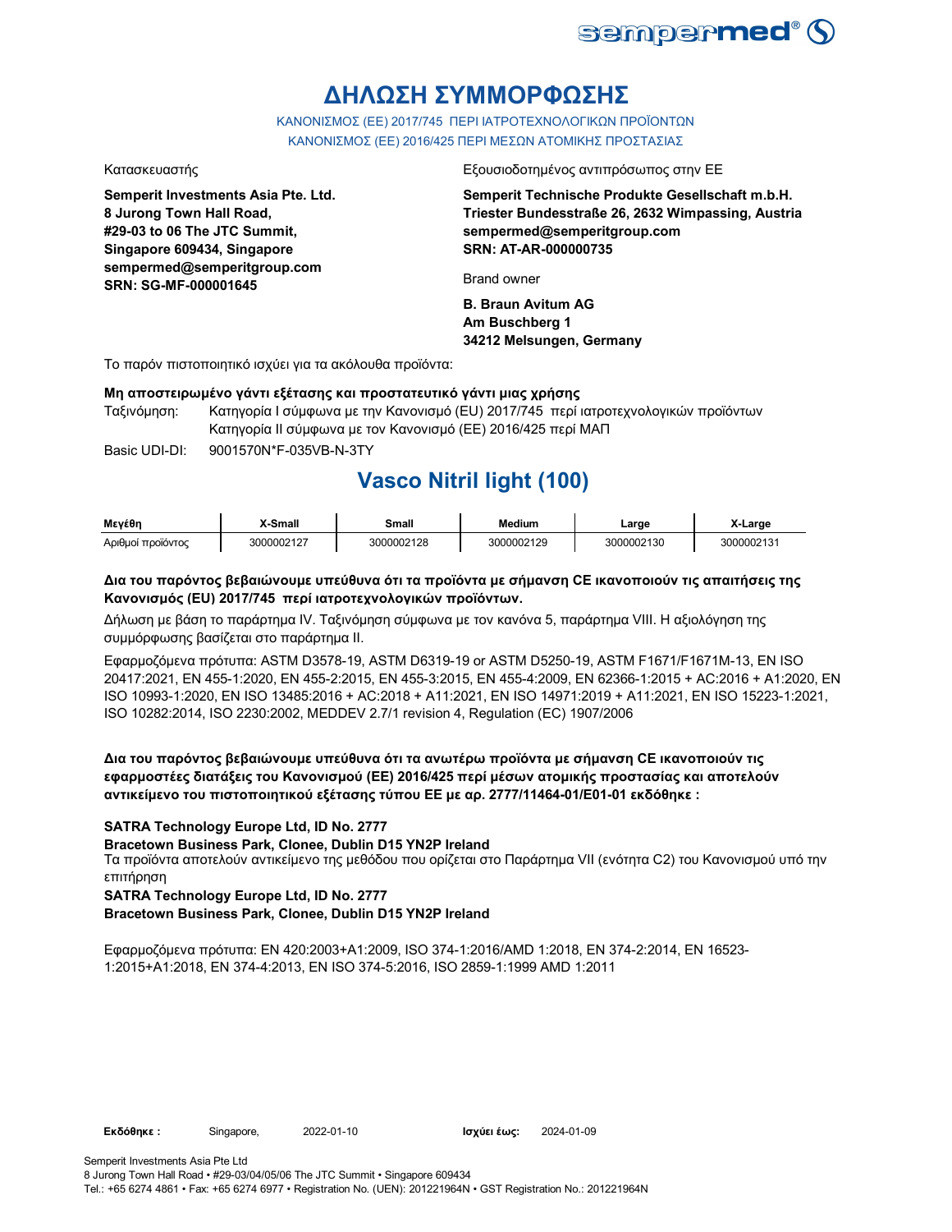sempermed®

# ΔΗΛΩΣΗ ΣΥΜΜΟΡΦΩΣΗΣ

ΚΑΝΟΝΙΣΜΟΣ (ΕΕ) 2017/745 ΠΕΡΙ ΙΑΤΡΟΤΕΧΝΟΛΟΓΙΚΩΝ ΠΡΟΪΟΝΤΩΝ
ΚΑΝΟΝΙΣΜΟΣ (ΕΕ) 2016/425 ΠΕΡΙ ΜΕΣΩΝ ΑΤΟΜΙΚΗΣ ΠΡΟΣΤΑΣΙΑΣ

Κατασκευαστής

**Semperit Investments Asia Pte. Ltd.**
**8 Jurong Town Hall Road,**
**#29-03 to 06 The JTC Summit,**
**Singapore 609434, Singapore**
**sempermed@semperitgroup.com**
**SRN: SG-MF-000001645**

Εξουσιοδοτημένος αντιπρόσωπος στην ΕΕ

**Semperit Technische Produkte Gesellschaft m.b.H.**
**Triester Bundesstraße 26, 2632 Wimpassing, Austria**
**sempermed@semperitgroup.com**
**SRN: AT-AR-000000735**

Brand owner

**B. Braun Avitum AG**
**Am Buschberg 1**
**34212 Melsungen, Germany**

Το παρόν πιστοποιητικό ισχύει για τα ακόλουθα προϊόντα:

**Μη αποστειρωμένο γάντι εξέτασης και προστατευτικό γάντι μιας χρήσης**

Ταξινόμηση: Κατηγορία I σύμφωνα με την Κανονισμό (EU) 2017/745 περί ιατροτεχνολογικών προϊόντων
Κατηγορία II σύμφωνα με τον Κανονισμό (ΕΕ) 2016/425 περί ΜΑΠ

Basic UDI-DI: 9001570N*F-035VB-N-3TY

## Vasco Nitril light (100)

| Μεγέθη | X-Small | Small | Medium | Large | X-Large |
|---|---|---|---|---|---|
| Αριθμοί προϊόντος | 3000002127 | 3000002128 | 3000002129 | 3000002130 | 3000002131 |

**Δια του παρόντος βεβαιώνουμε υπεύθυνα ότι τα προϊόντα με σήμανση CE ικανοποιούν τις απαιτήσεις της Κανονισμός (EU) 2017/745 περί ιατροτεχνολογικών προϊόντων.**

Δήλωση με βάση το παράρτημα IV. Ταξινόμηση σύμφωνα με τον κανόνα 5, παράρτημα VIII. Η αξιολόγηση της συμμόρφωσης βασίζεται στο παράρτημα II.

Εφαρμοζόμενα πρότυπα: ASTM D3578-19, ASTM D6319-19 or ASTM D5250-19, ASTM F1671/F1671M-13, EN ISO 20417:2021, EN 455-1:2020, EN 455-2:2015, EN 455-3:2015, EN 455-4:2009, EN 62366-1:2015 + AC:2016 + A1:2020, EN ISO 10993-1:2020, EN ISO 13485:2016 + AC:2018 + A11:2021, EN ISO 14971:2019 + A11:2021, EN ISO 15223-1:2021, ISO 10282:2014, ISO 2230:2002, MEDDEV 2.7/1 revision 4, Regulation (EC) 1907/2006

**Δια του παρόντος βεβαιώνουμε υπεύθυνα ότι τα ανωτέρω προϊόντα με σήμανση CE ικανοποιούν τις εφαρμοστέες διατάξεις του Κανονισμού (ΕΕ) 2016/425 περί μέσων ατομικής προστασίας και αποτελούν αντικείμενο του πιστοποιητικού εξέτασης τύπου ΕΕ με αρ. 2777/11464-01/E01-01 εκδόθηκε :**

**SATRA Technology Europe Ltd, ID No. 2777**
**Bracetown Business Park, Clonee, Dublin D15 YN2P Ireland**
Τα προϊόντα αποτελούν αντικείμενο της μεθόδου που ορίζεται στο Παράρτημα VII (ενότητα C2) του Κανονισμού υπό την επιτήρηση
**SATRA Technology Europe Ltd, ID No. 2777**
**Bracetown Business Park, Clonee, Dublin D15 YN2P Ireland**

Εφαρμοζόμενα πρότυπα: EN 420:2003+A1:2009, ISO 374-1:2016/AMD 1:2018, EN 374-2:2014, EN 16523-1:2015+A1:2018, EN 374-4:2013, EN ISO 374-5:2016, ISO 2859-1:1999 AMD 1:2011

**Εκδόθηκε :** Singapore, 2022-01-10 **Ισχύει έως:** 2024-01-09

Semperit Investments Asia Pte Ltd
8 Jurong Town Hall Road • #29-03/04/05/06 The JTC Summit • Singapore 609434
Tel.: +65 6274 4861 • Fax: +65 6274 6977 • Registration No. (UEN): 201221964N • GST Registration No.: 201221964N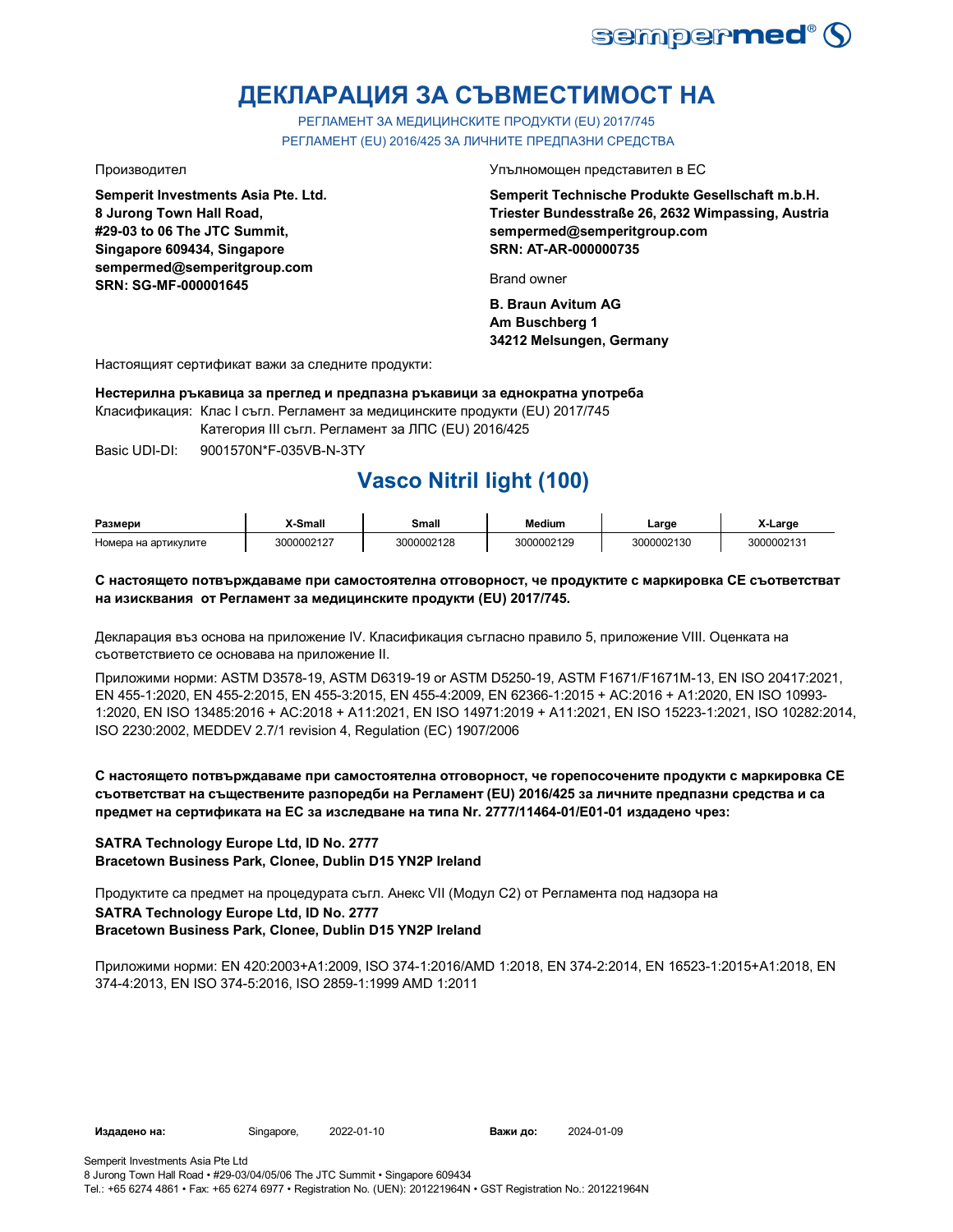# ДЕКЛАРАЦИЯ ЗА СЪВМЕСТИМОСТ НА

РЕГЛАМЕНТ ЗА МЕДИЦИНСКИТЕ ПРОДУКТИ (EU) 2017/745
РЕГЛАМЕНТ (EU) 2016/425 ЗА ЛИЧНИТЕ ПРЕДПАЗНИ СРЕДСТВА

Производител

**Semperit Investments Asia Pte. Ltd.**
**8 Jurong Town Hall Road,**
**#29-03 to 06 The JTC Summit,**
**Singapore 609434, Singapore**
**sempermed@semperitgroup.com**
**SRN: SG-MF-000001645**

Упълномощен представител в ЕС

**Semperit Technische Produkte Gesellschaft m.b.H.**
**Triester Bundesstraße 26, 2632 Wimpassing, Austria**
**sempermed@semperitgroup.com**
**SRN: AT-AR-000000735**

Brand owner

**B. Braun Avitum AG**
**Am Buschberg 1**
**34212 Melsungen, Germany**

Настоящият сертификат важи за следните продукти:

**Нестерилна ръкавица за преглед и предпазна ръкавици за еднократна употреба**

Класификация: Клас I съгл. Регламент за медицинските продукти (EU) 2017/745
Категория III съгл. Регламент за ЛПС (EU) 2016/425

Basic UDI-DI: 9001570N*F-035VB-N-3TY

## Vasco Nitril light (100)

| Размери | X-Small | Small | Medium | Large | X-Large |
|---|---|---|---|---|---|
| Номера на артикулите | 3000002127 | 3000002128 | 3000002129 | 3000002130 | 3000002131 |

**С настоящето потвърждаваме при самостоятелна отговорност, че продуктите с маркировка СЕ съответстват на изисквания от Регламент за медицинските продукти (EU) 2017/745.**

Декларация въз основа на приложение IV. Класификация съгласно правило 5, приложение VIII. Оценката на съответствието се основава на приложение II.

Приложими норми: ASTM D3578-19, ASTM D6319-19 or ASTM D5250-19, ASTM F1671/F1671M-13, EN ISO 20417:2021, EN 455-1:2020, EN 455-2:2015, EN 455-3:2015, EN 455-4:2009, EN 62366-1:2015 + AC:2016 + A1:2020, EN ISO 10993-1:2020, EN ISO 13485:2016 + AC:2018 + A11:2021, EN ISO 14971:2019 + A11:2021, EN ISO 15223-1:2021, ISO 10282:2014, ISO 2230:2002, MEDDEV 2.7/1 revision 4, Regulation (EC) 1907/2006

**С настоящето потвърждаваме при самостоятелна отговорност, че горепосочените продукти с маркировка СЕ съответстват на съществените разпоредби на Регламент (EU) 2016/425 за личните предпазни средства и са предмет на сертификата на ЕС за изследване на типа Nr. 2777/11464-01/E01-01 издадено чрез:**

**SATRA Technology Europe Ltd, ID No. 2777**
**Bracetown Business Park, Clonee, Dublin D15 YN2P Ireland**

Продуктите са предмет на процедурата съгл. Анекс VII (Модул С2) от Регламента под надзора на

**SATRA Technology Europe Ltd, ID No. 2777**
**Bracetown Business Park, Clonee, Dublin D15 YN2P Ireland**

Приложими норми: EN 420:2003+A1:2009, ISO 374-1:2016/AMD 1:2018, EN 374-2:2014, EN 16523-1:2015+A1:2018, EN 374-4:2013, EN ISO 374-5:2016, ISO 2859-1:1999 AMD 1:2011

**Издадено на:** Singapore, 2022-01-10 **Важи до:** 2024-01-09

Semperit Investments Asia Pte Ltd
8 Jurong Town Hall Road • #29-03/04/05/06 The JTC Summit • Singapore 609434
Tel.: +65 6274 4861 • Fax: +65 6274 6977 • Registration No. (UEN): 201221964N • GST Registration No.: 201221964N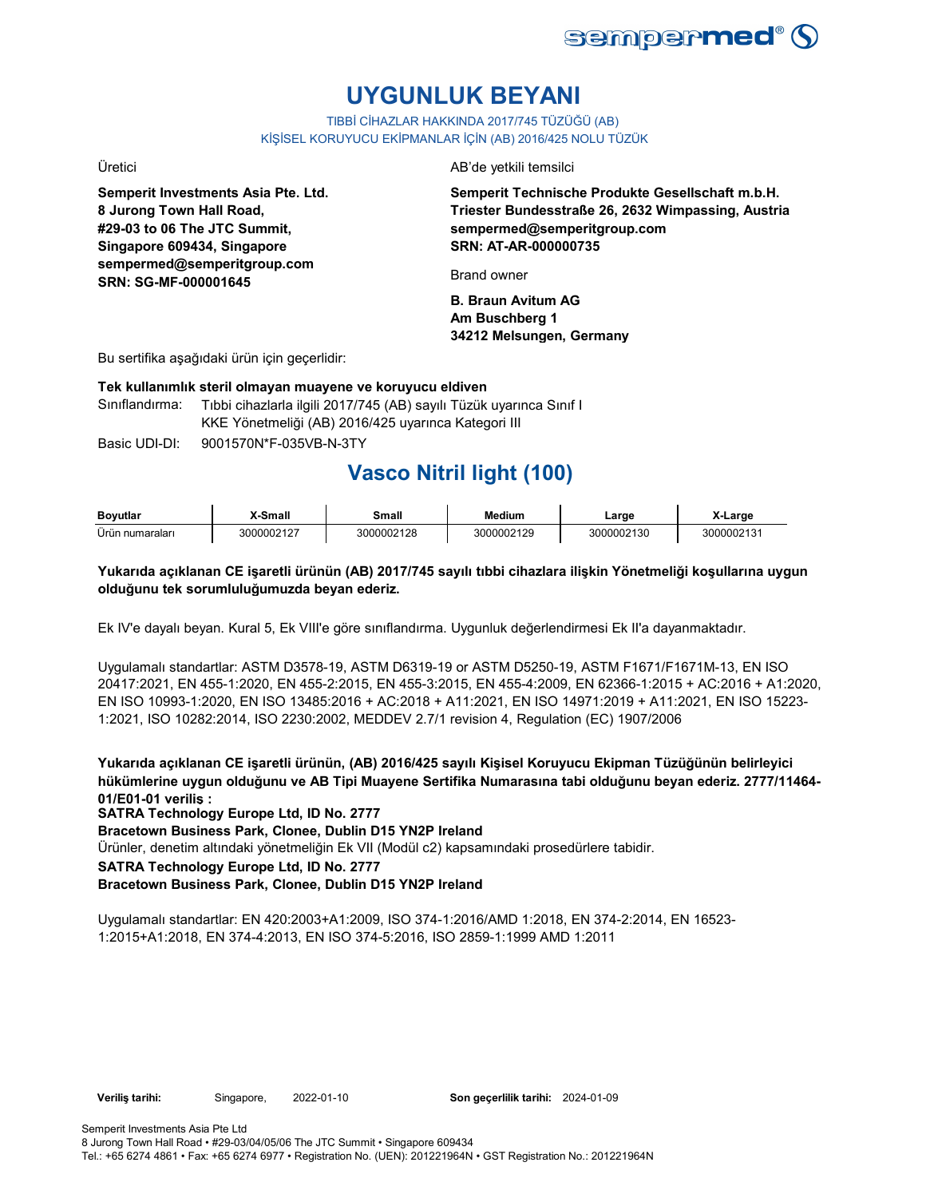# UYGUNLUK BEYANI

TIBBİ CİHAZLAR HAKKINDA 2017/745 TÜZÜĞÜ (AB)
KİŞİSEL KORUYUCU EKİPMANLAR İÇİN (AB) 2016/425 NOLU TÜZÜK

Üretici

**Semperit Investments Asia Pte. Ltd.**
**8 Jurong Town Hall Road,**
**#29-03 to 06 The JTC Summit,**
**Singapore 609434, Singapore**
**sempermed@semperitgroup.com**
**SRN: SG-MF-000001645**

AB'de yetkili temsilci

**Semperit Technische Produkte Gesellschaft m.b.H.**
**Triester Bundesstraße 26, 2632 Wimpassing, Austria**
**sempermed@semperitgroup.com**
**SRN: AT-AR-000000735**

Brand owner

**B. Braun Avitum AG**
**Am Buschberg 1**
**34212 Melsungen, Germany**

Bu sertifika aşağıdaki ürün için geçerlidir:

**Tek kullanımlık steril olmayan muayene ve koruyucu eldiven**

Sınıflandırma: Tıbbi cihazlarla ilgili 2017/745 (AB) sayılı Tüzük uyarınca Sınıf I
KKE Yönetmeliği (AB) 2016/425 uyarınca Kategori III

Basic UDI-DI: 9001570N*F-035VB-N-3TY

## Vasco Nitril light (100)

| Boyutlar | X-Small | Small | Medium | Large | X-Large |
|---|---|---|---|---|---|
| Ürün numaraları | 3000002127 | 3000002128 | 3000002129 | 3000002130 | 3000002131 |

**Yukarıda açıklanan CE işaretli ürünün (AB) 2017/745 sayılı tıbbi cihazlara ilişkin Yönetmeliği koşullarına uygun olduğunu tek sorumluluğumuzda beyan ederiz.**

Ek IV'e dayalı beyan. Kural 5, Ek VIII'e göre sınıflandırma. Uygunluk değerlendirmesi Ek II'a dayanmaktadır.

Uygulamalı standartlar: ASTM D3578-19, ASTM D6319-19 or ASTM D5250-19, ASTM F1671/F1671M-13, EN ISO 20417:2021, EN 455-1:2020, EN 455-2:2015, EN 455-3:2015, EN 455-4:2009, EN 62366-1:2015 + AC:2016 + A1:2020, EN ISO 10993-1:2020, EN ISO 13485:2016 + AC:2018 + A11:2021, EN ISO 14971:2019 + A11:2021, EN ISO 15223-1:2021, ISO 10282:2014, ISO 2230:2002, MEDDEV 2.7/1 revision 4, Regulation (EC) 1907/2006

**Yukarıda açıklanan CE işaretli ürünün, (AB) 2016/425 sayılı Kişisel Koruyucu Ekipman Tüzüğünün belirleyici hükümlerine uygun olduğunu ve AB Tipi Muayene Sertifika Numarasına tabi olduğunu beyan ederiz. 2777/11464-01/E01-01 veriliş :**
**SATRA Technology Europe Ltd, ID No. 2777**
**Bracetown Business Park, Clonee, Dublin D15 YN2P Ireland**
Ürünler, denetim altındaki yönetmeliğin Ek VII (Modül c2) kapsamındaki prosedürlere tabidir.
**SATRA Technology Europe Ltd, ID No. 2777**
**Bracetown Business Park, Clonee, Dublin D15 YN2P Ireland**

Uygulamalı standartlar: EN 420:2003+A1:2009, ISO 374-1:2016/AMD 1:2018, EN 374-2:2014, EN 16523-1:2015+A1:2018, EN 374-4:2013, EN ISO 374-5:2016, ISO 2859-1:1999 AMD 1:2011

**Veriliş tarihi:** Singapore, 2022-01-10 **Son geçerlilik tarihi:** 2024-01-09

Semperit Investments Asia Pte Ltd
8 Jurong Town Hall Road • #29-03/04/05/06 The JTC Summit • Singapore 609434
Tel.: +65 6274 4861 • Fax: +65 6274 6977 • Registration No. (UEN): 201221964N • GST Registration No.: 201221964N